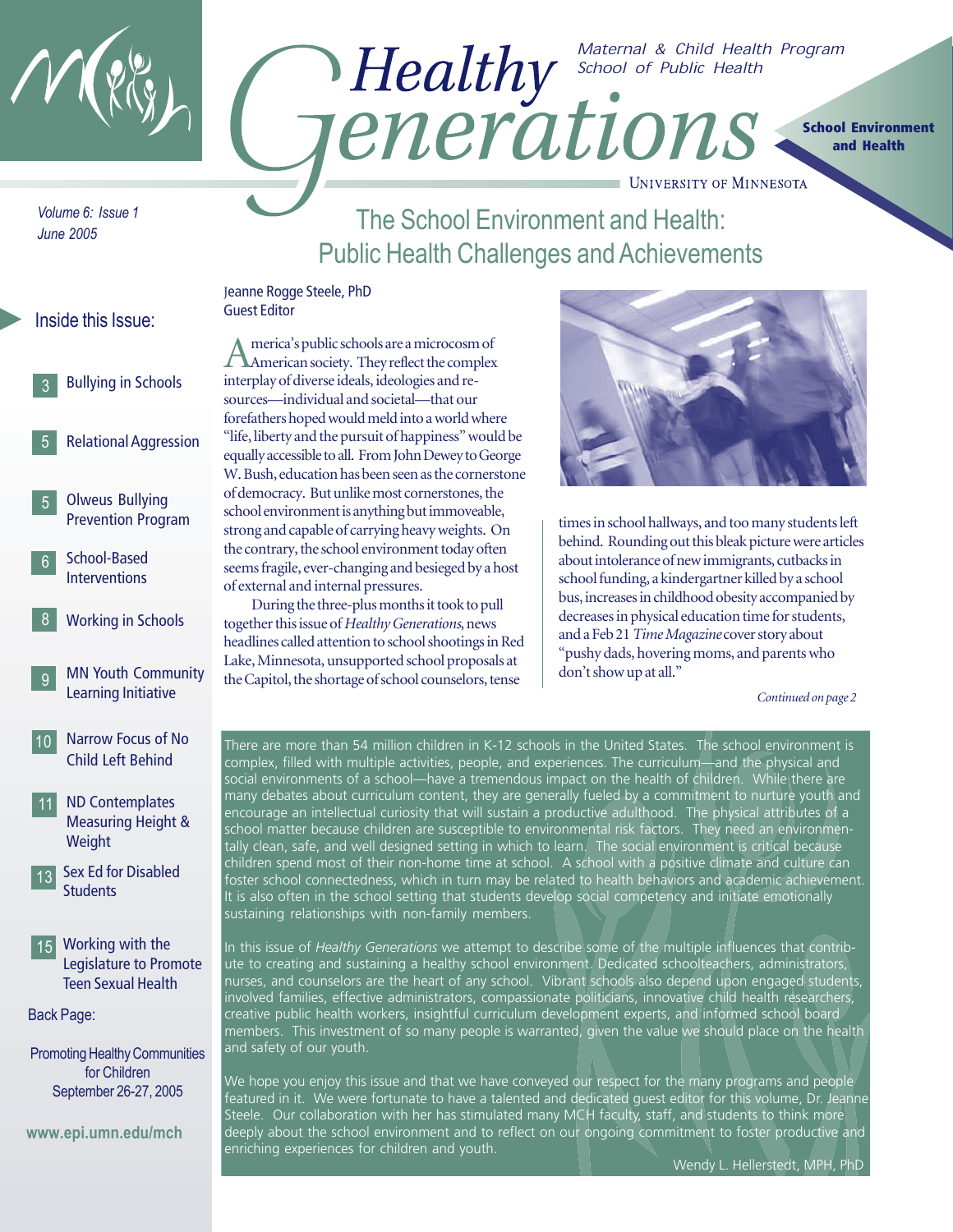# Healthy Generations

Maternal & Child Health Program
School of Public Health

University of Minnesota

**School Environment and Health**

*Volume 6: Issue 1*
*June 2005*

## The School Environment and Health: Public Health Challenges and Achievements

Jeanne Rogge Steele, PhD
Guest Editor

America's public schools are a microcosm of American society. They reflect the complex interplay of diverse ideals, ideologies and resources—individual and societal—that our forefathers hoped would meld into a world where "life, liberty and the pursuit of happiness" would be equally accessible to all. From John Dewey to George W. Bush, education has been seen as the cornerstone of democracy. But unlike most cornerstones, the school environment is anything but immoveable, strong and capable of carrying heavy weights. On the contrary, the school environment today often seems fragile, ever-changing and besieged by a host of external and internal pressures.

During the three-plus months it took to pull together this issue of *Healthy Generations,* news headlines called attention to school shootings in Red Lake, Minnesota, unsupported school proposals at the Capitol, the shortage of school counselors, tense times in school hallways, and too many students left behind. Rounding out this bleak picture were articles about intolerance of new immigrants, cutbacks in school funding, a kindergartner killed by a school bus, increases in childhood obesity accompanied by decreases in physical education time for students, and a Feb 21 *Time Magazine* cover story about "pushy dads, hovering moms, and parents who don't show up at all."

*Continued on page 2*

### Inside this Issue:

- 3 Bullying in Schools
- 5 Relational Aggression
- 5 Olweus Bullying Prevention Program
- 6 School-Based Interventions
- 8 Working in Schools
- 9 MN Youth Community Learning Initiative
- 10 Narrow Focus of No Child Left Behind
- 11 ND Contemplates Measuring Height & Weight
- 13 Sex Ed for Disabled Students
- 15 Working with the Legislature to Promote Teen Sexual Health

Back Page:

Promoting Healthy Communities for Children September 26-27, 2005

www.epi.umn.edu/mch

There are more than 54 million children in K-12 schools in the United States. The school environment is complex, filled with multiple activities, people, and experiences. The curriculum—and the physical and social environments of a school—have a tremendous impact on the health of children. While there are many debates about curriculum content, they are generally fueled by a commitment to nurture youth and encourage an intellectual curiosity that will sustain a productive adulthood. The physical attributes of a school matter because children are susceptible to environmental risk factors. They need an environmentally clean, safe, and well designed setting in which to learn. The social environment is critical because children spend most of their non-home time at school. A school with a positive climate and culture can foster school connectedness, which in turn may be related to health behaviors and academic achievement. It is also often in the school setting that students develop social competency and initiate emotionally sustaining relationships with non-family members.

In this issue of *Healthy Generations* we attempt to describe some of the multiple influences that contribute to creating and sustaining a healthy school environment. Dedicated schoolteachers, administrators, nurses, and counselors are the heart of any school. Vibrant schools also depend upon engaged students, involved families, effective administrators, compassionate politicians, innovative child health researchers, creative public health workers, insightful curriculum development experts, and informed school board members. This investment of so many people is warranted, given the value we should place on the health and safety of our youth.

We hope you enjoy this issue and that we have conveyed our respect for the many programs and people featured in it. We were fortunate to have a talented and dedicated guest editor for this volume, Dr. Jeanne Steele. Our collaboration with her has stimulated many MCH faculty, staff, and students to think more deeply about the school environment and to reflect on our ongoing commitment to foster productive and enriching experiences for children and youth.

Wendy L. Hellerstedt, MPH, PhD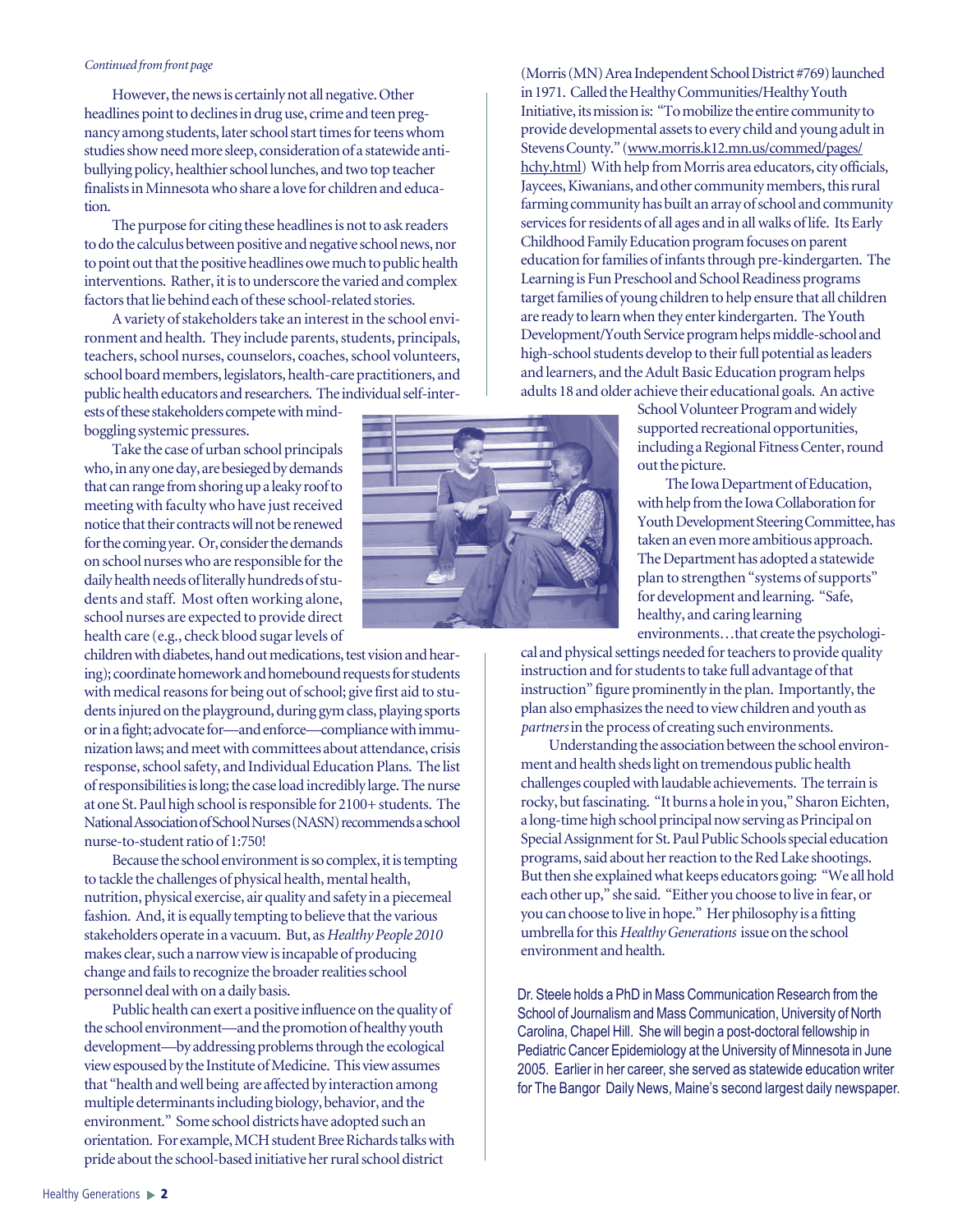*Continued from front page*

However, the news is certainly not all negative. Other headlines point to declines in drug use, crime and teen pregnancy among students, later school start times for teens whom studies show need more sleep, consideration of a statewide anti-bullying policy, healthier school lunches, and two top teacher finalists in Minnesota who share a love for children and education.

The purpose for citing these headlines is not to ask readers to do the calculus between positive and negative school news, nor to point out that the positive headlines owe much to public health interventions. Rather, it is to underscore the varied and complex factors that lie behind each of these school-related stories.

A variety of stakeholders take an interest in the school environment and health. They include parents, students, principals, teachers, school nurses, counselors, coaches, school volunteers, school board members, legislators, health-care practitioners, and public health educators and researchers. The individual self-interests of these stakeholders compete with mind-boggling systemic pressures.

Take the case of urban school principals who, in any one day, are besieged by demands that can range from shoring up a leaky roof to meeting with faculty who have just received notice that their contracts will not be renewed for the coming year. Or, consider the demands on school nurses who are responsible for the daily health needs of literally hundreds of students and staff. Most often working alone, school nurses are expected to provide direct health care (e.g., check blood sugar levels of children with diabetes, hand out medications, test vision and hearing); coordinate homework and homebound requests for students with medical reasons for being out of school; give first aid to students injured on the playground, during gym class, playing sports or in a fight; advocate for—and enforce—compliance with immunization laws; and meet with committees about attendance, crisis response, school safety, and Individual Education Plans. The list of responsibilities is long; the case load incredibly large. The nurse at one St. Paul high school is responsible for 2100+ students. The National Association of School Nurses (NASN) recommends a school nurse-to-student ratio of 1:750!

Because the school environment is so complex, it is tempting to tackle the challenges of physical health, mental health, nutrition, physical exercise, air quality and safety in a piecemeal fashion. And, it is equally tempting to believe that the various stakeholders operate in a vacuum. But, as *Healthy People 2010* makes clear, such a narrow view is incapable of producing change and fails to recognize the broader realities school personnel deal with on a daily basis.

Public health can exert a positive influence on the quality of the school environment—and the promotion of healthy youth development—by addressing problems through the ecological view espoused by the Institute of Medicine. This view assumes that "health and well being are affected by interaction among multiple determinants including biology, behavior, and the environment." Some school districts have adopted such an orientation. For example, MCH student Bree Richards talks with pride about the school-based initiative her rural school district (Morris (MN) Area Independent School District #769) launched in 1971. Called the Healthy Communities/Healthy Youth Initiative, its mission is: "To mobilize the entire community to provide developmental assets to every child and young adult in Stevens County." (www.morris.k12.mn.us/commed/pages/hchy.html) With help from Morris area educators, city officials, Jaycees, Kiwanians, and other community members, this rural farming community has built an array of school and community services for residents of all ages and in all walks of life. Its Early Childhood Family Education program focuses on parent education for families of infants through pre-kindergarten. The Learning is Fun Preschool and School Readiness programs target families of young children to help ensure that all children are ready to learn when they enter kindergarten. The Youth Development/Youth Service program helps middle-school and high-school students develop to their full potential as leaders and learners, and the Adult Basic Education program helps adults 18 and older achieve their educational goals. An active School Volunteer Program and widely supported recreational opportunities, including a Regional Fitness Center, round out the picture.

The Iowa Department of Education, with help from the Iowa Collaboration for Youth Development Steering Committee, has taken an even more ambitious approach. The Department has adopted a statewide plan to strengthen "systems of supports" for development and learning. "Safe, healthy, and caring learning environments…that create the psychological and physical settings needed for teachers to provide quality instruction and for students to take full advantage of that instruction" figure prominently in the plan. Importantly, the plan also emphasizes the need to view children and youth as *partners* in the process of creating such environments.

Understanding the association between the school environment and health sheds light on tremendous public health challenges coupled with laudable achievements. The terrain is rocky, but fascinating. "It burns a hole in you," Sharon Eichten, a long-time high school principal now serving as Principal on Special Assignment for St. Paul Public Schools special education programs, said about her reaction to the Red Lake shootings. But then she explained what keeps educators going: "We all hold each other up," she said. "Either you choose to live in fear, or you can choose to live in hope." Her philosophy is a fitting umbrella for this *Healthy Generations* issue on the school environment and health.

Dr. Steele holds a PhD in Mass Communication Research from the School of Journalism and Mass Communication, University of North Carolina, Chapel Hill. She will begin a post-doctoral fellowship in Pediatric Cancer Epidemiology at the University of Minnesota in June 2005. Earlier in her career, she served as statewide education writer for The Bangor Daily News, Maine's second largest daily newspaper.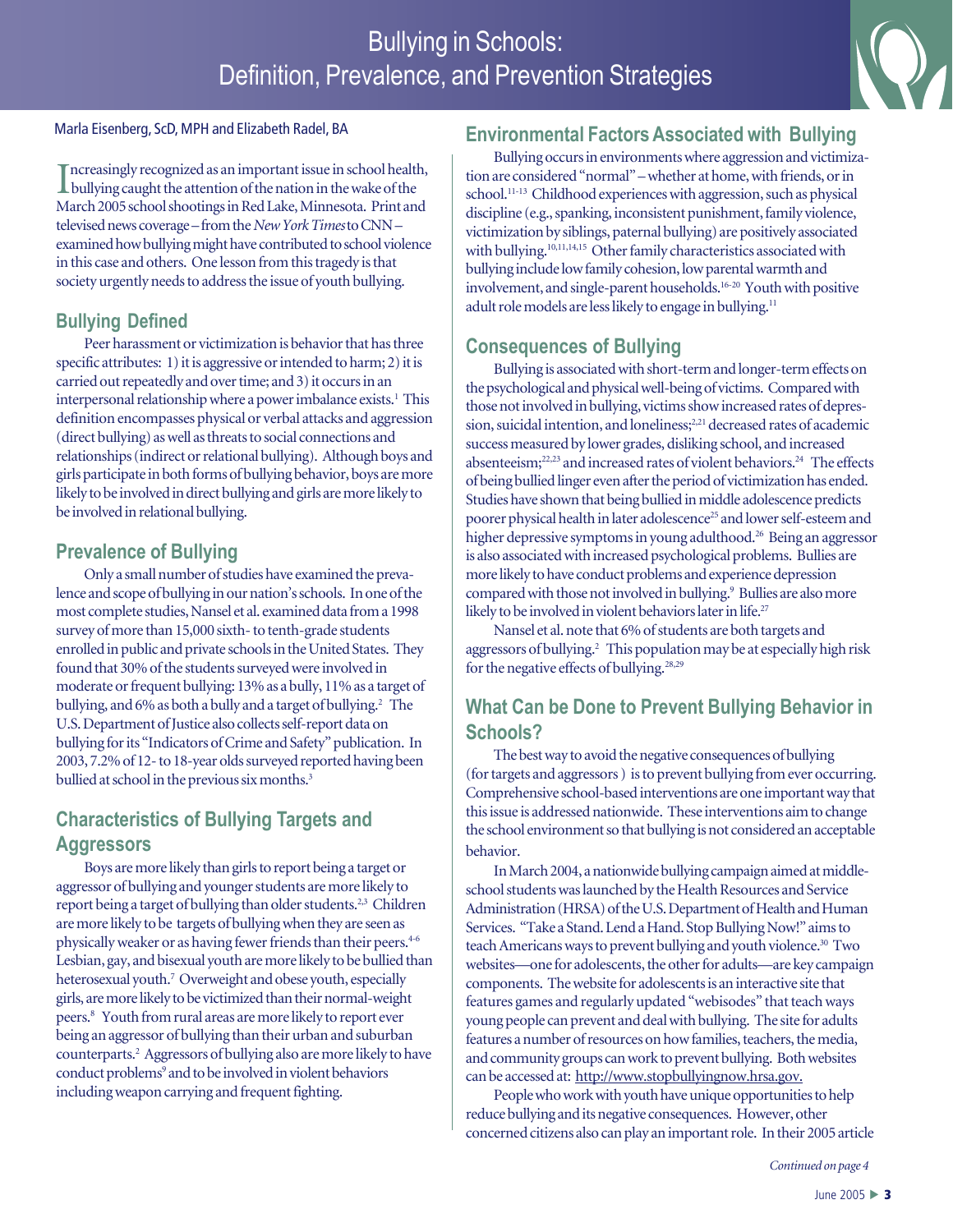# Bullying in Schools: Definition, Prevalence, and Prevention Strategies

Marla Eisenberg, ScD, MPH and Elizabeth Radel, BA

Increasingly recognized as an important issue in school health, bullying caught the attention of the nation in the wake of the March 2005 school shootings in Red Lake, Minnesota. Print and televised news coverage – from the *New York Times* to CNN – examined how bullying might have contributed to school violence in this case and others. One lesson from this tragedy is that society urgently needs to address the issue of youth bullying.

## Bullying Defined

Peer harassment or victimization is behavior that has three specific attributes: 1) it is aggressive or intended to harm; 2) it is carried out repeatedly and over time; and 3) it occurs in an interpersonal relationship where a power imbalance exists.[1] This definition encompasses physical or verbal attacks and aggression (direct bullying) as well as threats to social connections and relationships (indirect or relational bullying). Although boys and girls participate in both forms of bullying behavior, boys are more likely to be involved in direct bullying and girls are more likely to be involved in relational bullying.

## Prevalence of Bullying

Only a small number of studies have examined the prevalence and scope of bullying in our nation's schools. In one of the most complete studies, Nansel et al. examined data from a 1998 survey of more than 15,000 sixth- to tenth-grade students enrolled in public and private schools in the United States. They found that 30% of the students surveyed were involved in moderate or frequent bullying: 13% as a bully, 11% as a target of bullying, and 6% as both a bully and a target of bullying.[2] The U.S. Department of Justice also collects self-report data on bullying for its "Indicators of Crime and Safety" publication. In 2003, 7.2% of 12- to 18-year olds surveyed reported having been bullied at school in the previous six months.[3]

## Characteristics of Bullying Targets and Aggressors

Boys are more likely than girls to report being a target or aggressor of bullying and younger students are more likely to report being a target of bullying than older students.[2,3] Children are more likely to be targets of bullying when they are seen as physically weaker or as having fewer friends than their peers.[4-6] Lesbian, gay, and bisexual youth are more likely to be bullied than heterosexual youth.[7] Overweight and obese youth, especially girls, are more likely to be victimized than their normal-weight peers.[8] Youth from rural areas are more likely to report ever being an aggressor of bullying than their urban and suburban counterparts.[2] Aggressors of bullying also are more likely to have conduct problems[9] and to be involved in violent behaviors including weapon carrying and frequent fighting.

## Environmental Factors Associated with Bullying

Bullying occurs in environments where aggression and victimization are considered "normal" – whether at home, with friends, or in school.[11-13] Childhood experiences with aggression, such as physical discipline (e.g., spanking, inconsistent punishment, family violence, victimization by siblings, paternal bullying) are positively associated with bullying.[10,11,14,15] Other family characteristics associated with bullying include low family cohesion, low parental warmth and involvement, and single-parent households.[16-20] Youth with positive adult role models are less likely to engage in bullying.[11]

## Consequences of Bullying

Bullying is associated with short-term and longer-term effects on the psychological and physical well-being of victims. Compared with those not involved in bullying, victims show increased rates of depression, suicidal intention, and loneliness;[2,21] decreased rates of academic success measured by lower grades, disliking school, and increased absenteeism;[22,23] and increased rates of violent behaviors.[24] The effects of being bullied linger even after the period of victimization has ended. Studies have shown that being bullied in middle adolescence predicts poorer physical health in later adolescence[25] and lower self-esteem and higher depressive symptoms in young adulthood.[26] Being an aggressor is also associated with increased psychological problems. Bullies are more likely to have conduct problems and experience depression compared with those not involved in bullying.[9] Bullies are also more likely to be involved in violent behaviors later in life.[27]

Nansel et al. note that 6% of students are both targets and aggressors of bullying.[2] This population may be at especially high risk for the negative effects of bullying.[28,29]

## What Can be Done to Prevent Bullying Behavior in Schools?

The best way to avoid the negative consequences of bullying (for targets and aggressors ) is to prevent bullying from ever occurring. Comprehensive school-based interventions are one important way that this issue is addressed nationwide. These interventions aim to change the school environment so that bullying is not considered an acceptable behavior.

In March 2004, a nationwide bullying campaign aimed at middle-school students was launched by the Health Resources and Service Administration (HRSA) of the U.S. Department of Health and Human Services. "Take a Stand. Lend a Hand. Stop Bullying Now!" aims to teach Americans ways to prevent bullying and youth violence.[30] Two websites—one for adolescents, the other for adults—are key campaign components. The website for adolescents is an interactive site that features games and regularly updated "webisodes" that teach ways young people can prevent and deal with bullying. The site for adults features a number of resources on how families, teachers, the media, and community groups can work to prevent bullying. Both websites can be accessed at: http://www.stopbullyingnow.hrsa.gov.

People who work with youth have unique opportunities to help reduce bullying and its negative consequences. However, other concerned citizens also can play an important role. In their 2005 article

*Continued on page 4*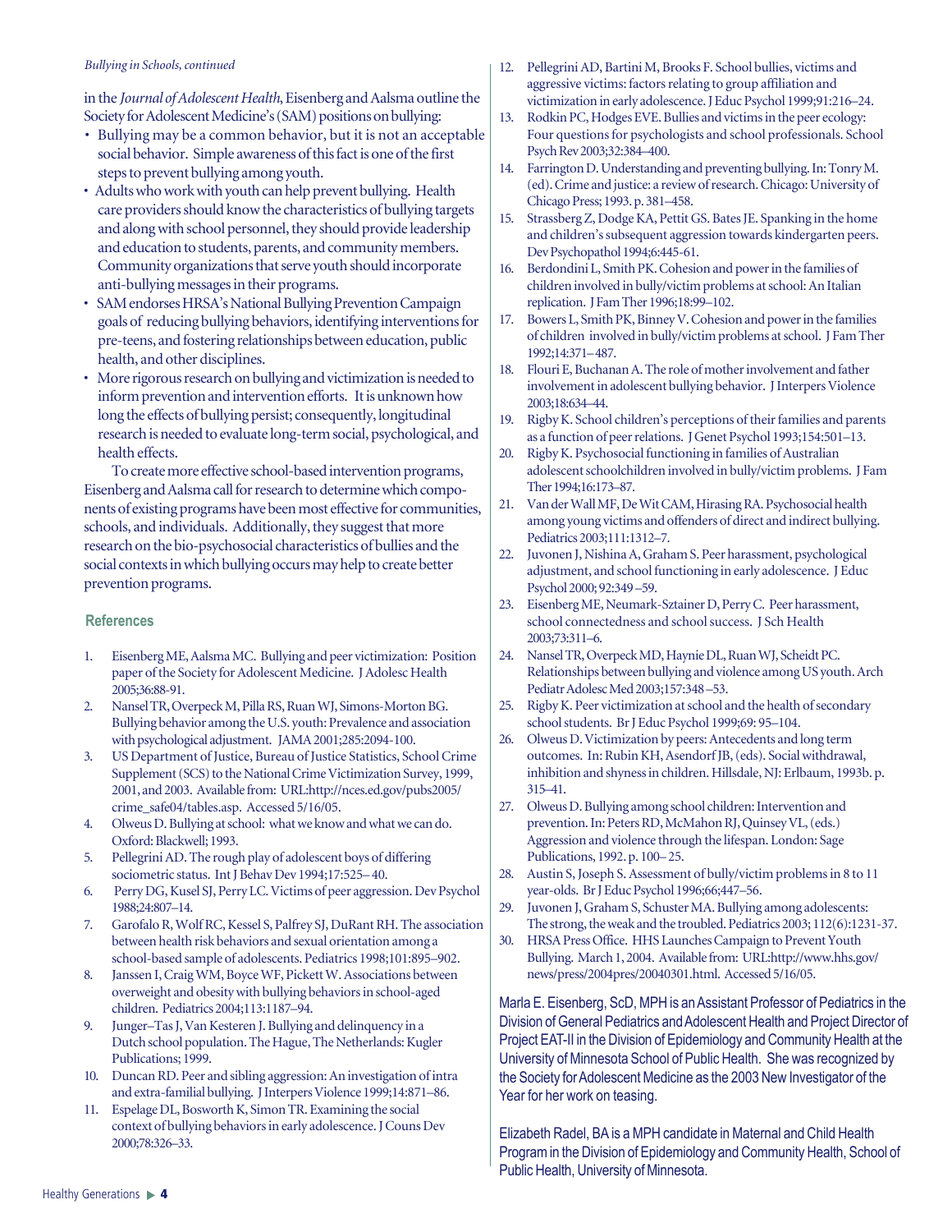*Bullying in Schools, continued*

in the *Journal of Adolescent Health*, Eisenberg and Aalsma outline the Society for Adolescent Medicine's (SAM) positions on bullying:

- Bullying may be a common behavior, but it is not an acceptable social behavior. Simple awareness of this fact is one of the first steps to prevent bullying among youth.
- Adults who work with youth can help prevent bullying. Health care providers should know the characteristics of bullying targets and along with school personnel, they should provide leadership and education to students, parents, and community members. Community organizations that serve youth should incorporate anti-bullying messages in their programs.
- SAM endorses HRSA's National Bullying Prevention Campaign goals of reducing bullying behaviors, identifying interventions for pre-teens, and fostering relationships between education, public health, and other disciplines.
- More rigorous research on bullying and victimization is needed to inform prevention and intervention efforts. It is unknown how long the effects of bullying persist; consequently, longitudinal research is needed to evaluate long-term social, psychological, and health effects.

To create more effective school-based intervention programs, Eisenberg and Aalsma call for research to determine which components of existing programs have been most effective for communities, schools, and individuals. Additionally, they suggest that more research on the bio-psychosocial characteristics of bullies and the social contexts in which bullying occurs may help to create better prevention programs.

## References

1. Eisenberg ME, Aalsma MC. Bullying and peer victimization: Position paper of the Society for Adolescent Medicine. J Adolesc Health 2005;36:88-91.
2. Nansel TR, Overpeck M, Pilla RS, Ruan WJ, Simons-Morton BG. Bullying behavior among the U.S. youth: Prevalence and association with psychological adjustment. JAMA 2001;285:2094-100.
3. US Department of Justice, Bureau of Justice Statistics, School Crime Supplement (SCS) to the National Crime Victimization Survey, 1999, 2001, and 2003. Available from: URL:http://nces.ed.gov/pubs2005/crime_safe04/tables.asp. Accessed 5/16/05.
4. Olweus D. Bullying at school: what we know and what we can do. Oxford: Blackwell; 1993.
5. Pellegrini AD. The rough play of adolescent boys of differing sociometric status. Int J Behav Dev 1994;17:525–40.
6. Perry DG, Kusel SJ, Perry LC. Victims of peer aggression. Dev Psychol 1988;24:807–14.
7. Garofalo R, Wolf RC, Kessel S, Palfrey SJ, DuRant RH. The association between health risk behaviors and sexual orientation among a school-based sample of adolescents. Pediatrics 1998;101:895–902.
8. Janssen I, Craig WM, Boyce WF, Pickett W. Associations between overweight and obesity with bullying behaviors in school-aged children. Pediatrics 2004;113:1187–94.
9. Junger–Tas J, Van Kesteren J. Bullying and delinquency in a Dutch school population. The Hague, The Netherlands: Kugler Publications; 1999.
10. Duncan RD. Peer and sibling aggression: An investigation of intra and extra-familial bullying. J Interpers Violence 1999;14:871–86.
11. Espelage DL, Bosworth K, Simon TR. Examining the social context of bullying behaviors in early adolescence. J Couns Dev 2000;78:326–33.
12. Pellegrini AD, Bartini M, Brooks F. School bullies, victims and aggressive victims: factors relating to group affiliation and victimization in early adolescence. J Educ Psychol 1999;91:216–24.
13. Rodkin PC, Hodges EVE. Bullies and victims in the peer ecology: Four questions for psychologists and school professionals. School Psych Rev 2003;32:384–400.
14. Farrington D. Understanding and preventing bullying. In: Tonry M. (ed). Crime and justice: a review of research. Chicago: University of Chicago Press; 1993. p. 381–458.
15. Strassberg Z, Dodge KA, Pettit GS. Bates JE. Spanking in the home and children's subsequent aggression towards kindergarten peers. Dev Psychopathol 1994;6:445-61.
16. Berdondini L, Smith PK. Cohesion and power in the families of children involved in bully/victim problems at school: An Italian replication. J Fam Ther 1996;18:99–102.
17. Bowers L, Smith PK, Binney V. Cohesion and power in the families of children involved in bully/victim problems at school. J Fam Ther 1992;14:371–487.
18. Flouri E, Buchanan A. The role of mother involvement and father involvement in adolescent bullying behavior. J Interpers Violence 2003;18:634–44.
19. Rigby K. School children's perceptions of their families and parents as a function of peer relations. J Genet Psychol 1993;154:501–13.
20. Rigby K. Psychosocial functioning in families of Australian adolescent schoolchildren involved in bully/victim problems. J Fam Ther 1994;16:173–87.
21. Van der Wall MF, De Wit CAM, Hirasing RA. Psychosocial health among young victims and offenders of direct and indirect bullying. Pediatrics 2003;111:1312–7.
22. Juvonen J, Nishina A, Graham S. Peer harassment, psychological adjustment, and school functioning in early adolescence. J Educ Psychol 2000; 92:349 –59.
23. Eisenberg ME, Neumark-Sztainer D, Perry C. Peer harassment, school connectedness and school success. J Sch Health 2003;73:311–6.
24. Nansel TR, Overpeck MD, Haynie DL, Ruan WJ, Scheidt PC. Relationships between bullying and violence among US youth. Arch Pediatr Adolesc Med 2003;157:348 –53.
25. Rigby K. Peer victimization at school and the health of secondary school students. Br J Educ Psychol 1999;69: 95–104.
26. Olweus D. Victimization by peers: Antecedents and long term outcomes. In: Rubin KH, Asendorf JB, (eds). Social withdrawal, inhibition and shyness in children. Hillsdale, NJ: Erlbaum, 1993b. p. 315–41.
27. Olweus D. Bullying among school children: Intervention and prevention. In: Peters RD, McMahon RJ, Quinsey VL, (eds.) Aggression and violence through the lifespan. London: Sage Publications, 1992. p. 100– 25.
28. Austin S, Joseph S. Assessment of bully/victim problems in 8 to 11 year-olds. Br J Educ Psychol 1996;66;447–56.
29. Juvonen J, Graham S, Schuster MA. Bullying among adolescents: The strong, the weak and the troubled. Pediatrics 2003; 112(6):1231-37.
30. HRSA Press Office. HHS Launches Campaign to Prevent Youth Bullying. March 1, 2004. Available from: URL:http://www.hhs.gov/news/press/2004pres/20040301.html. Accessed 5/16/05.

Marla E. Eisenberg, ScD, MPH is an Assistant Professor of Pediatrics in the Division of General Pediatrics and Adolescent Health and Project Director of Project EAT-II in the Division of Epidemiology and Community Health at the University of Minnesota School of Public Health. She was recognized by the Society for Adolescent Medicine as the 2003 New Investigator of the Year for her work on teasing.

Elizabeth Radel, BA is a MPH candidate in Maternal and Child Health Program in the Division of Epidemiology and Community Health, School of Public Health, University of Minnesota.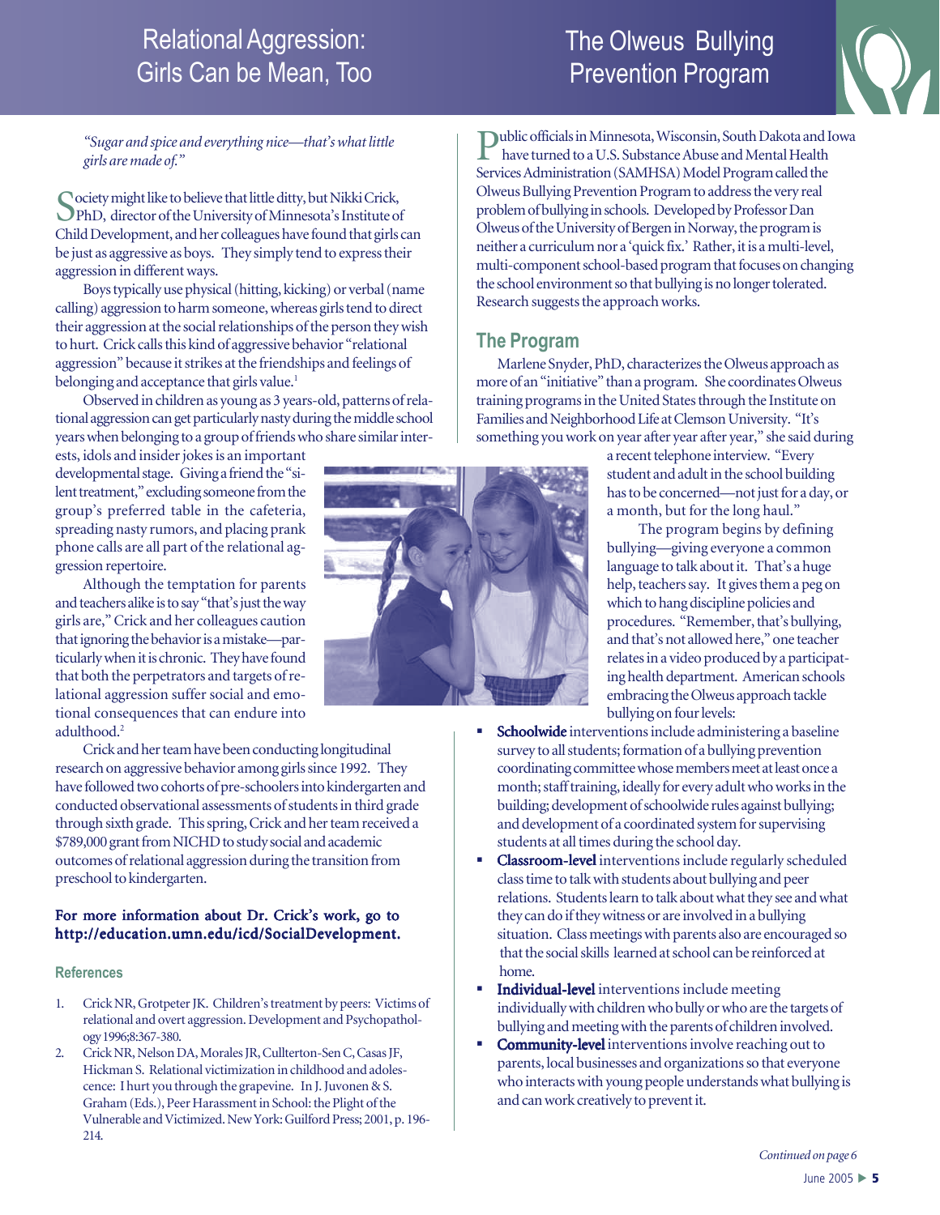# Relational Aggression: Girls Can be Mean, Too

*"Sugar and spice and everything nice—that's what little girls are made of."*

Society might like to believe that little ditty, but Nikki Crick, PhD, director of the University of Minnesota's Institute of Child Development, and her colleagues have found that girls can be just as aggressive as boys. They simply tend to express their aggression in different ways.

Boys typically use physical (hitting, kicking) or verbal (name calling) aggression to harm someone, whereas girls tend to direct their aggression at the social relationships of the person they wish to hurt. Crick calls this kind of aggressive behavior "relational aggression" because it strikes at the friendships and feelings of belonging and acceptance that girls value.[1]

Observed in children as young as 3 years-old, patterns of relational aggression can get particularly nasty during the middle school years when belonging to a group of friends who share similar interests, idols and insider jokes is an important developmental stage. Giving a friend the "silent treatment," excluding someone from the group's preferred table in the cafeteria, spreading nasty rumors, and placing prank phone calls are all part of the relational aggression repertoire.

Although the temptation for parents and teachers alike is to say "that's just the way girls are," Crick and her colleagues caution that ignoring the behavior is a mistake—particularly when it is chronic. They have found that both the perpetrators and targets of relational aggression suffer social and emotional consequences that can endure into adulthood.[2]

Crick and her team have been conducting longitudinal research on aggressive behavior among girls since 1992. They have followed two cohorts of pre-schoolers into kindergarten and conducted observational assessments of students in third grade through sixth grade. This spring, Crick and her team received a $789,000 grant from NICHD to study social and academic outcomes of relational aggression during the transition from preschool to kindergarten.

**For more information about Dr. Crick's work, go to http://education.umn.edu/icd/SocialDevelopment.**

### References

1. Crick NR, Grotpeter JK. Children's treatment by peers: Victims of relational and overt aggression. Development and Psychopathology 1996;8:367-380.
2. Crick NR, Nelson DA, Morales JR, Cullterton-Sen C, Casas JF, Hickman S. Relational victimization in childhood and adolescence: I hurt you through the grapevine. In J. Juvonen & S. Graham (Eds.), Peer Harassment in School: the Plight of the Vulnerable and Victimized. New York: Guilford Press; 2001, p. 196-214.

# The Olweus Bullying Prevention Program

Public officials in Minnesota, Wisconsin, South Dakota and Iowa have turned to a U.S. Substance Abuse and Mental Health Services Administration (SAMHSA) Model Program called the Olweus Bullying Prevention Program to address the very real problem of bullying in schools. Developed by Professor Dan Olweus of the University of Bergen in Norway, the program is neither a curriculum nor a 'quick fix.' Rather, it is a multi-level, multi-component school-based program that focuses on changing the school environment so that bullying is no longer tolerated. Research suggests the approach works.

## The Program

Marlene Snyder, PhD, characterizes the Olweus approach as more of an "initiative" than a program. She coordinates Olweus training programs in the United States through the Institute on Families and Neighborhood Life at Clemson University. "It's something you work on year after year after year," she said during a recent telephone interview. "Every student and adult in the school building has to be concerned—not just for a day, or a month, but for the long haul."

The program begins by defining bullying—giving everyone a common language to talk about it. That's a huge help, teachers say. It gives them a peg on which to hang discipline policies and procedures. "Remember, that's bullying, and that's not allowed here," one teacher relates in a video produced by a participating health department. American schools embracing the Olweus approach tackle bullying on four levels:

- **Schoolwide** interventions include administering a baseline survey to all students; formation of a bullying prevention coordinating committee whose members meet at least once a month; staff training, ideally for every adult who works in the building; development of schoolwide rules against bullying; and development of a coordinated system for supervising students at all times during the school day.
- **Classroom-level** interventions include regularly scheduled class time to talk with students about bullying and peer relations. Students learn to talk about what they see and what they can do if they witness or are involved in a bullying situation. Class meetings with parents also are encouraged so that the social skills learned at school can be reinforced at home.
- **Individual-level** interventions include meeting individually with children who bully or who are the targets of bullying and meeting with the parents of children involved.
- **Community-level** interventions involve reaching out to parents, local businesses and organizations so that everyone who interacts with young people understands what bullying is and can work creatively to prevent it.

*Continued on page 6*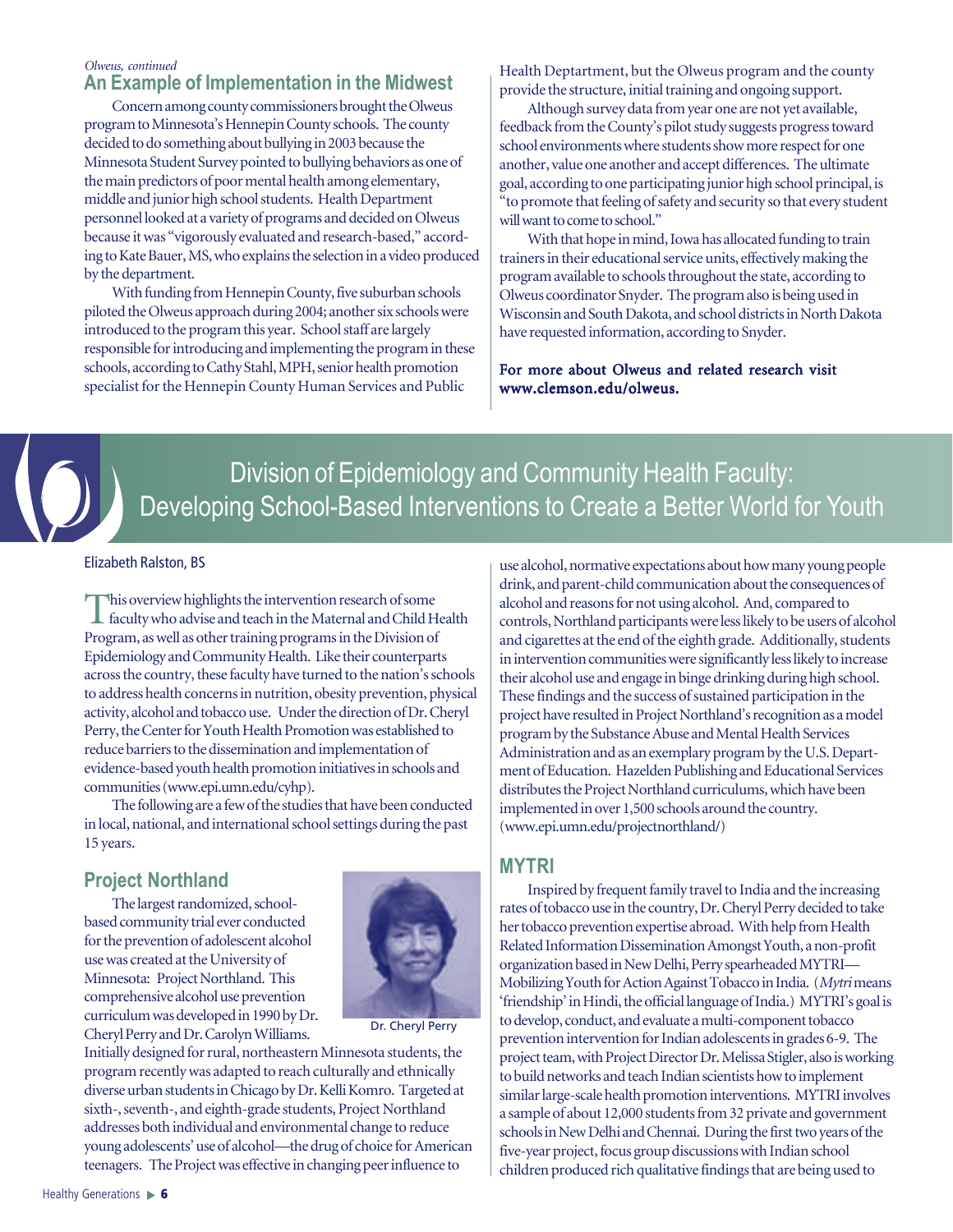*Olweus, continued*

## An Example of Implementation in the Midwest

Concern among county commissioners brought the Olweus program to Minnesota's Hennepin County schools. The county decided to do something about bullying in 2003 because the Minnesota Student Survey pointed to bullying behaviors as one of the main predictors of poor mental health among elementary, middle and junior high school students. Health Department personnel looked at a variety of programs and decided on Olweus because it was "vigorously evaluated and research-based," according to Kate Bauer, MS, who explains the selection in a video produced by the department.

With funding from Hennepin County, five suburban schools piloted the Olweus approach during 2004; another six schools were introduced to the program this year. School staff are largely responsible for introducing and implementing the program in these schools, according to Cathy Stahl, MPH, senior health promotion specialist for the Hennepin County Human Services and Public Health Deptartment, but the Olweus program and the county provide the structure, initial training and ongoing support.

Although survey data from year one are not yet available, feedback from the County's pilot study suggests progress toward school environments where students show more respect for one another, value one another and accept differences. The ultimate goal, according to one participating junior high school principal, is "to promote that feeling of safety and security so that every student will want to come to school."

With that hope in mind, Iowa has allocated funding to train trainers in their educational service units, effectively making the program available to schools throughout the state, according to Olweus coordinator Snyder. The program also is being used in Wisconsin and South Dakota, and school districts in North Dakota have requested information, according to Snyder.

**For more about Olweus and related research visit www.clemson.edu/olweus.**

# Division of Epidemiology and Community Health Faculty: Developing School-Based Interventions to Create a Better World for Youth

Elizabeth Ralston, BS

This overview highlights the intervention research of some faculty who advise and teach in the Maternal and Child Health Program, as well as other training programs in the Division of Epidemiology and Community Health. Like their counterparts across the country, these faculty have turned to the nation's schools to address health concerns in nutrition, obesity prevention, physical activity, alcohol and tobacco use. Under the direction of Dr. Cheryl Perry, the Center for Youth Health Promotion was established to reduce barriers to the dissemination and implementation of evidence-based youth health promotion initiatives in schools and communities (www.epi.umn.edu/cyhp).

The following are a few of the studies that have been conducted in local, national, and international school settings during the past 15 years.

## Project Northland

The largest randomized, school-based community trial ever conducted for the prevention of adolescent alcohol use was created at the University of Minnesota: Project Northland. This comprehensive alcohol use prevention curriculum was developed in 1990 by Dr. Cheryl Perry and Dr. Carolyn Williams. Initially designed for rural, northeastern Minnesota students, the program recently was adapted to reach culturally and ethnically diverse urban students in Chicago by Dr. Kelli Komro. Targeted at sixth-, seventh-, and eighth-grade students, Project Northland addresses both individual and environmental change to reduce young adolescents' use of alcohol—the drug of choice for American teenagers. The Project was effective in changing peer influence to use alcohol, normative expectations about how many young people drink, and parent-child communication about the consequences of alcohol and reasons for not using alcohol. And, compared to controls, Northland participants were less likely to be users of alcohol and cigarettes at the end of the eighth grade. Additionally, students in intervention communities were significantly less likely to increase their alcohol use and engage in binge drinking during high school. These findings and the success of sustained participation in the project have resulted in Project Northland's recognition as a model program by the Substance Abuse and Mental Health Services Administration and as an exemplary program by the U.S. Department of Education. Hazelden Publishing and Educational Services distributes the Project Northland curriculums, which have been implemented in over 1,500 schools around the country. (www.epi.umn.edu/projectnorthland/)

Dr. Cheryl Perry

## MYTRI

Inspired by frequent family travel to India and the increasing rates of tobacco use in the country, Dr. Cheryl Perry decided to take her tobacco prevention expertise abroad. With help from Health Related Information Dissemination Amongst Youth, a non-profit organization based in New Delhi, Perry spearheaded MYTRI—Mobilizing Youth for Action Against Tobacco in India. (*Mytri* means 'friendship' in Hindi, the official language of India.) MYTRI's goal is to develop, conduct, and evaluate a multi-component tobacco prevention intervention for Indian adolescents in grades 6-9. The project team, with Project Director Dr. Melissa Stigler, also is working to build networks and teach Indian scientists how to implement similar large-scale health promotion interventions. MYTRI involves a sample of about 12,000 students from 32 private and government schools in New Delhi and Chennai. During the first two years of the five-year project, focus group discussions with Indian school children produced rich qualitative findings that are being used to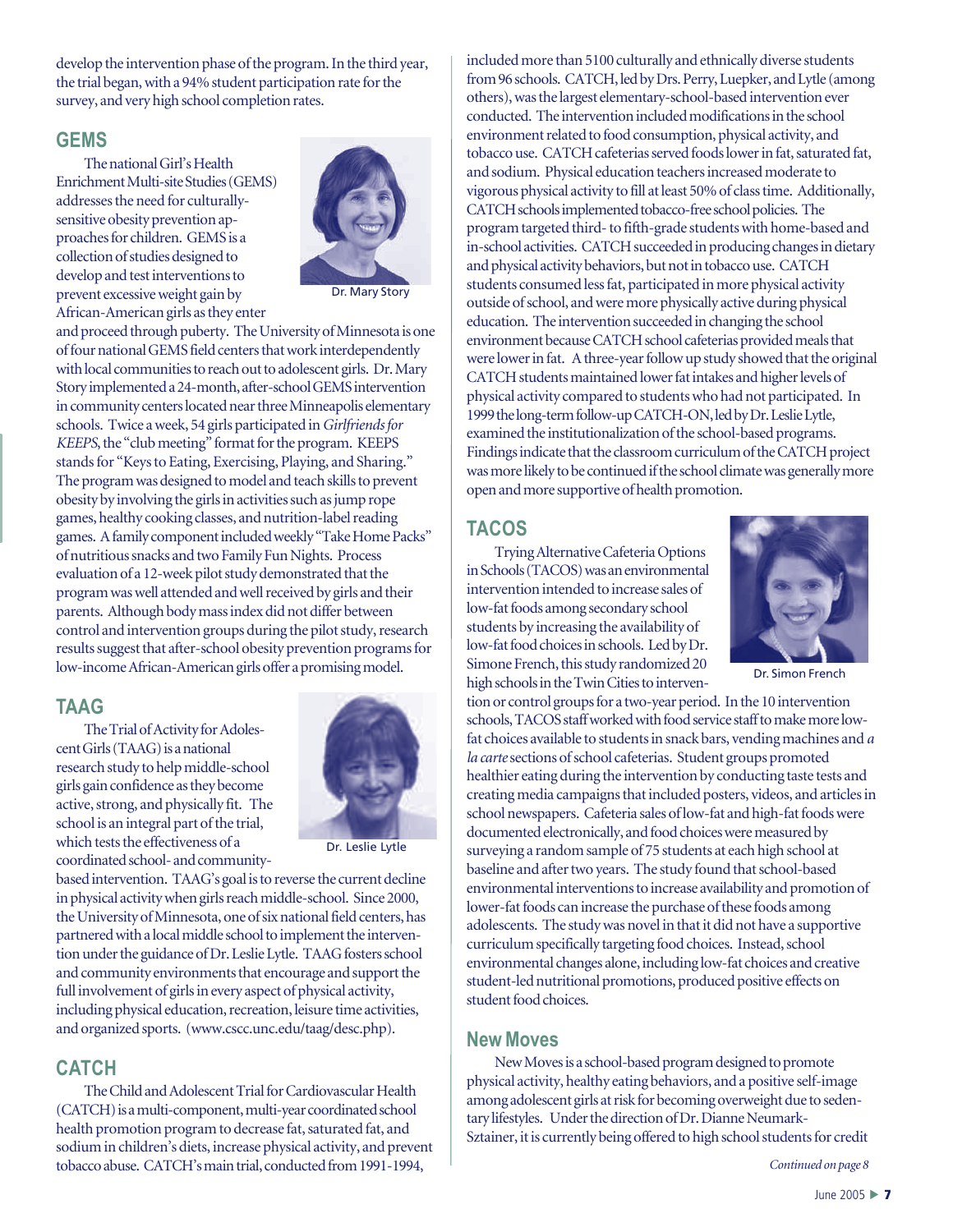develop the intervention phase of the program. In the third year, the trial began, with a 94% student participation rate for the survey, and very high school completion rates.

## GEMS

The national Girl's Health Enrichment Multi-site Studies (GEMS) addresses the need for culturally-sensitive obesity prevention approaches for children. GEMS is a collection of studies designed to develop and test interventions to prevent excessive weight gain by African-American girls as they enter and proceed through puberty. The University of Minnesota is one of four national GEMS field centers that work interdependently with local communities to reach out to adolescent girls. Dr. Mary Story implemented a 24-month, after-school GEMS intervention in community centers located near three Minneapolis elementary schools. Twice a week, 54 girls participated in *Girlfriends for KEEPS*, the "club meeting" format for the program. KEEPS stands for "Keys to Eating, Exercising, Playing, and Sharing." The program was designed to model and teach skills to prevent obesity by involving the girls in activities such as jump rope games, healthy cooking classes, and nutrition-label reading games. A family component included weekly "Take Home Packs" of nutritious snacks and two Family Fun Nights. Process evaluation of a 12-week pilot study demonstrated that the program was well attended and well received by girls and their parents. Although body mass index did not differ between control and intervention groups during the pilot study, research results suggest that after-school obesity prevention programs for low-income African-American girls offer a promising model.

Dr. Mary Story

## TAAG

The Trial of Activity for Adolescent Girls (TAAG) is a national research study to help middle-school girls gain confidence as they become active, strong, and physically fit. The school is an integral part of the trial, which tests the effectiveness of a coordinated school- and community-based intervention. TAAG's goal is to reverse the current decline in physical activity when girls reach middle-school. Since 2000, the University of Minnesota, one of six national field centers, has partnered with a local middle school to implement the intervention under the guidance of Dr. Leslie Lytle. TAAG fosters school and community environments that encourage and support the full involvement of girls in every aspect of physical activity, including physical education, recreation, leisure time activities, and organized sports. (www.cscc.unc.edu/taag/desc.php).

Dr. Leslie Lytle

## CATCH

The Child and Adolescent Trial for Cardiovascular Health (CATCH) is a multi-component, multi-year coordinated school health promotion program to decrease fat, saturated fat, and sodium in children's diets, increase physical activity, and prevent tobacco abuse. CATCH's main trial, conducted from 1991-1994, included more than 5100 culturally and ethnically diverse students from 96 schools. CATCH, led by Drs. Perry, Luepker, and Lytle (among others), was the largest elementary-school-based intervention ever conducted. The intervention included modifications in the school environment related to food consumption, physical activity, and tobacco use. CATCH cafeterias served foods lower in fat, saturated fat, and sodium. Physical education teachers increased moderate to vigorous physical activity to fill at least 50% of class time. Additionally, CATCH schools implemented tobacco-free school policies. The program targeted third- to fifth-grade students with home-based and in-school activities. CATCH succeeded in producing changes in dietary and physical activity behaviors, but not in tobacco use. CATCH students consumed less fat, participated in more physical activity outside of school, and were more physically active during physical education. The intervention succeeded in changing the school environment because CATCH school cafeterias provided meals that were lower in fat. A three-year follow up study showed that the original CATCH students maintained lower fat intakes and higher levels of physical activity compared to students who had not participated. In 1999 the long-term follow-up CATCH-ON, led by Dr. Leslie Lytle, examined the institutionalization of the school-based programs. Findings indicate that the classroom curriculum of the CATCH project was more likely to be continued if the school climate was generally more open and more supportive of health promotion.

## TACOS

Trying Alternative Cafeteria Options in Schools (TACOS) was an environmental intervention intended to increase sales of low-fat foods among secondary school students by increasing the availability of low-fat food choices in schools. Led by Dr. Simone French, this study randomized 20 high schools in the Twin Cities to intervention or control groups for a two-year period. In the 10 intervention schools, TACOS staff worked with food service staff to make more low-fat choices available to students in snack bars, vending machines and *a la carte* sections of school cafeterias. Student groups promoted healthier eating during the intervention by conducting taste tests and creating media campaigns that included posters, videos, and articles in school newspapers. Cafeteria sales of low-fat and high-fat foods were documented electronically, and food choices were measured by surveying a random sample of 75 students at each high school at baseline and after two years. The study found that school-based environmental interventions to increase availability and promotion of lower-fat foods can increase the purchase of these foods among adolescents. The study was novel in that it did not have a supportive curriculum specifically targeting food choices. Instead, school environmental changes alone, including low-fat choices and creative student-led nutritional promotions, produced positive effects on student food choices.

Dr. Simon French

## New Moves

New Moves is a school-based program designed to promote physical activity, healthy eating behaviors, and a positive self-image among adolescent girls at risk for becoming overweight due to sedentary lifestyles. Under the direction of Dr. Dianne Neumark-Sztainer, it is currently being offered to high school students for credit

*Continued on page 8*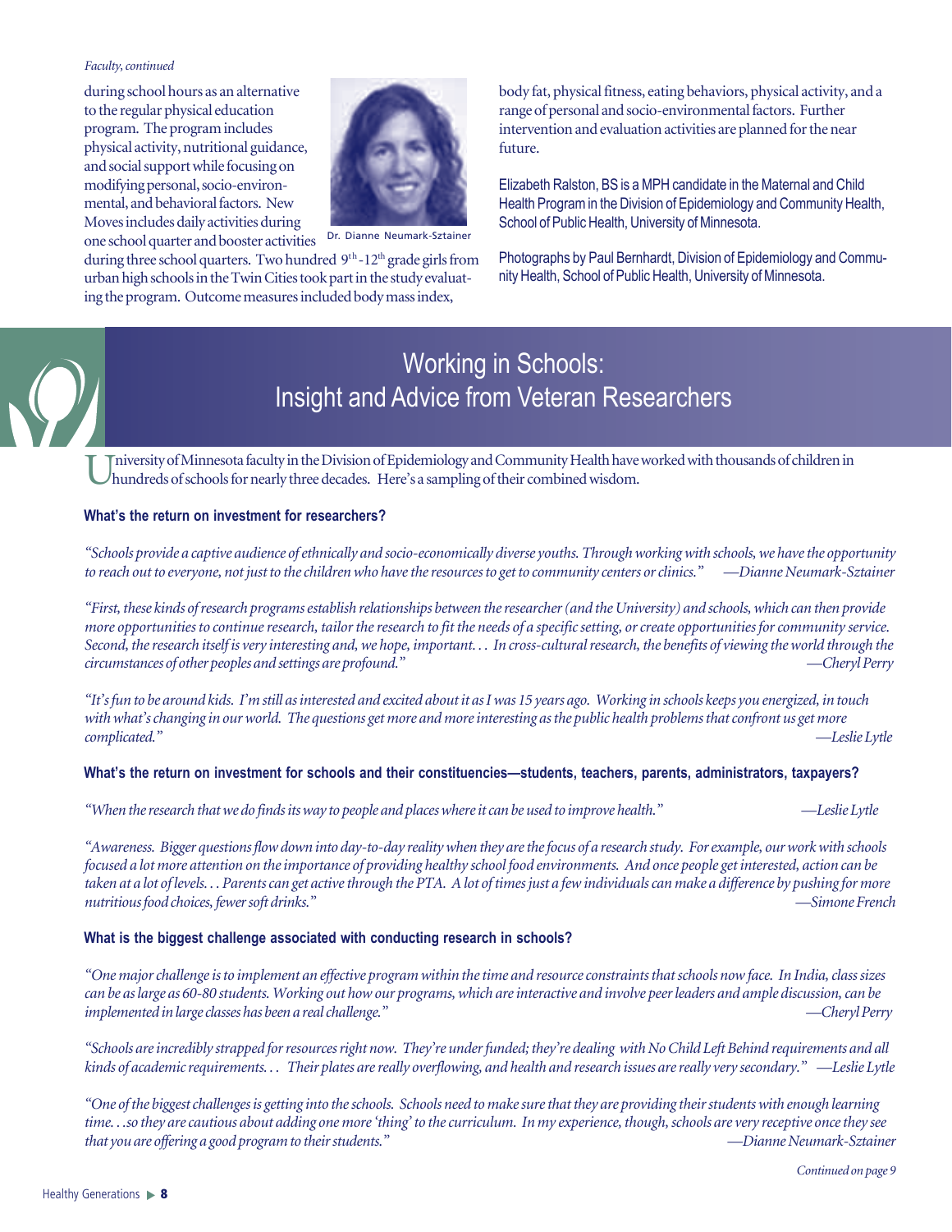*Faculty, continued*

during school hours as an alternative to the regular physical education program. The program includes physical activity, nutritional guidance, and social support while focusing on modifying personal, socio-environmental, and behavioral factors. New Moves includes daily activities during one school quarter and booster activities during three school quarters. Two hundred 9th-12th grade girls from urban high schools in the Twin Cities took part in the study evaluating the program. Outcome measures included body mass index, body fat, physical fitness, eating behaviors, physical activity, and a range of personal and socio-environmental factors. Further intervention and evaluation activities are planned for the near future.

Dr. Dianne Neumark-Sztainer

Elizabeth Ralston, BS is a MPH candidate in the Maternal and Child Health Program in the Division of Epidemiology and Community Health, School of Public Health, University of Minnesota.

Photographs by Paul Bernhardt, Division of Epidemiology and Community Health, School of Public Health, University of Minnesota.

# Working in Schools: Insight and Advice from Veteran Researchers

University of Minnesota faculty in the Division of Epidemiology and Community Health have worked with thousands of children in hundreds of schools for nearly three decades. Here's a sampling of their combined wisdom.

**What's the return on investment for researchers?**

*"Schools provide a captive audience of ethnically and socio-economically diverse youths. Through working with schools, we have the opportunity to reach out to everyone, not just to the children who have the resources to get to community centers or clinics."* —Dianne Neumark-Sztainer

*"First, these kinds of research programs establish relationships between the researcher (and the University) and schools, which can then provide more opportunities to continue research, tailor the research to fit the needs of a specific setting, or create opportunities for community service. Second, the research itself is very interesting and, we hope, important... In cross-cultural research, the benefits of viewing the world through the circumstances of other peoples and settings are profound."* —Cheryl Perry

*"It's fun to be around kids. I'm still as interested and excited about it as I was 15 years ago. Working in schools keeps you energized, in touch with what's changing in our world. The questions get more and more interesting as the public health problems that confront us get more complicated."* —Leslie Lytle

**What's the return on investment for schools and their constituencies—students, teachers, parents, administrators, taxpayers?**

*"When the research that we do finds its way to people and places where it can be used to improve health."* —Leslie Lytle

*"Awareness. Bigger questions flow down into day-to-day reality when they are the focus of a research study. For example, our work with schools focused a lot more attention on the importance of providing healthy school food environments. And once people get interested, action can be taken at a lot of levels... Parents can get active through the PTA. A lot of times just a few individuals can make a difference by pushing for more nutritious food choices, fewer soft drinks."* —Simone French

**What is the biggest challenge associated with conducting research in schools?**

*"One major challenge is to implement an effective program within the time and resource constraints that schools now face. In India, class sizes can be as large as 60-80 students. Working out how our programs, which are interactive and involve peer leaders and ample discussion, can be implemented in large classes has been a real challenge."* —Cheryl Perry

*"Schools are incredibly strapped for resources right now. They're under funded; they're dealing with No Child Left Behind requirements and all kinds of academic requirements... Their plates are really overflowing, and health and research issues are really very secondary."* —Leslie Lytle

*"One of the biggest challenges is getting into the schools. Schools need to make sure that they are providing their students with enough learning time...so they are cautious about adding one more 'thing' to the curriculum. In my experience, though, schools are very receptive once they see that you are offering a good program to their students."* —Dianne Neumark-Sztainer

*Continued on page 9*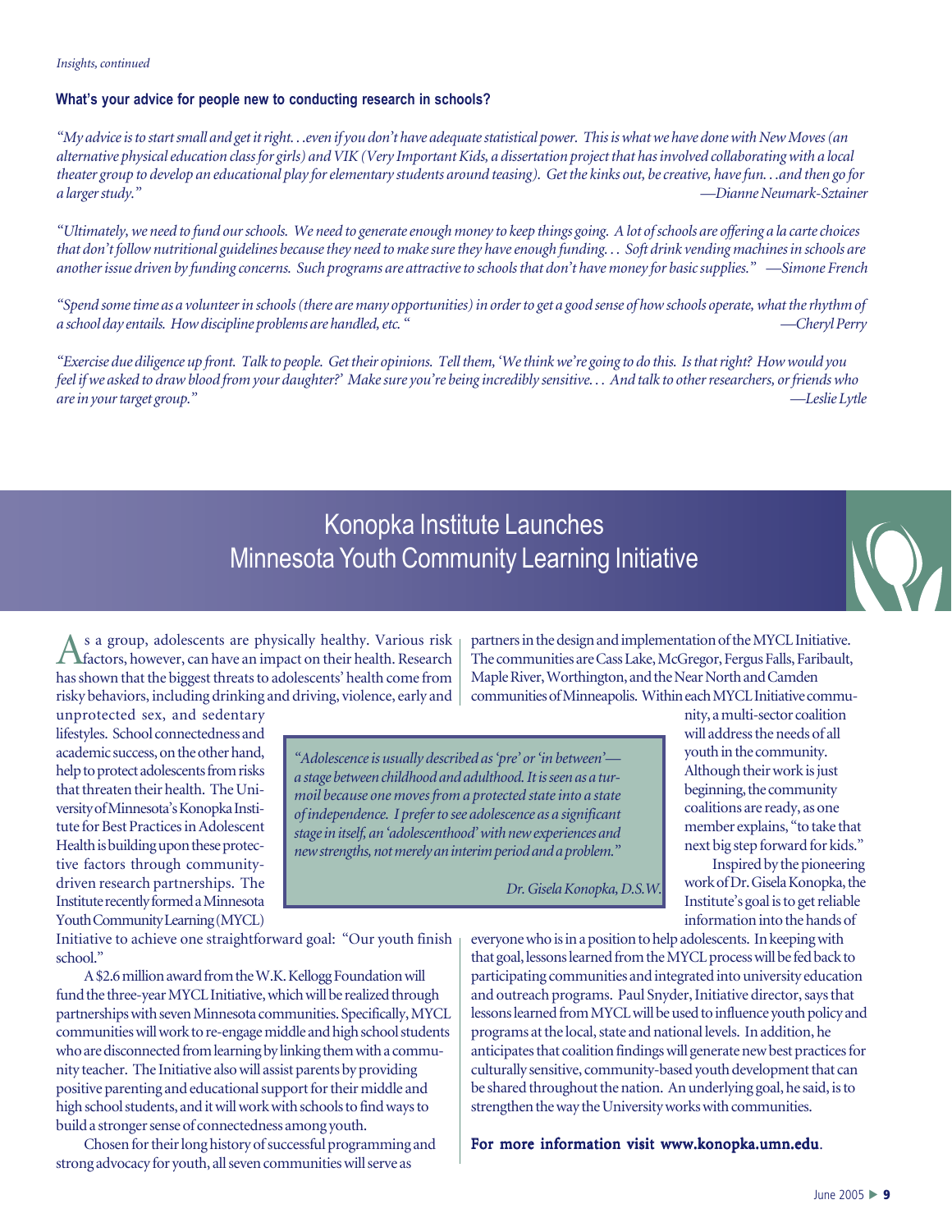*Insights, continued*

**What's your advice for people new to conducting research in schools?**

*"My advice is to start small and get it right. . .even if you don't have adequate statistical power. This is what we have done with New Moves (an alternative physical education class for girls) and VIK (Very Important Kids, a dissertation project that has involved collaborating with a local theater group to develop an educational play for elementary students around teasing). Get the kinks out, be creative, have fun. . .and then go for a larger study."* —Dianne Neumark-Sztainer

*"Ultimately, we need to fund our schools. We need to generate enough money to keep things going. A lot of schools are offering a la carte choices that don't follow nutritional guidelines because they need to make sure they have enough funding. . . Soft drink vending machines in schools are another issue driven by funding concerns. Such programs are attractive to schools that don't have money for basic supplies."* —Simone French

*"Spend some time as a volunteer in schools (there are many opportunities) in order to get a good sense of how schools operate, what the rhythm of a school day entails. How discipline problems are handled, etc."* —Cheryl Perry

*"Exercise due diligence up front. Talk to people. Get their opinions. Tell them, 'We think we're going to do this. Is that right? How would you feel if we asked to draw blood from your daughter?' Make sure you're being incredibly sensitive. . . And talk to other researchers, or friends who are in your target group."* —Leslie Lytle

## Konopka Institute Launches Minnesota Youth Community Learning Initiative

As a group, adolescents are physically healthy. Various risk factors, however, can have an impact on their health. Research has shown that the biggest threats to adolescents' health come from risky behaviors, including drinking and driving, violence, early and unprotected sex, and sedentary lifestyles. School connectedness and academic success, on the other hand, help to protect adolescents from risks that threaten their health. The University of Minnesota's Konopka Institute for Best Practices in Adolescent Health is building upon these protective factors through community-driven research partnerships. The Institute recently formed a Minnesota Youth Community Learning (MYCL) Initiative to achieve one straightforward goal: "Our youth finish school."

A $2.6 million award from the W.K. Kellogg Foundation will fund the three-year MYCL Initiative, which will be realized through partnerships with seven Minnesota communities. Specifically, MYCL communities will work to re-engage middle and high school students who are disconnected from learning by linking them with a community teacher. The Initiative also will assist parents by providing positive parenting and educational support for their middle and high school students, and it will work with schools to find ways to build a stronger sense of connectedness among youth.

Chosen for their long history of successful programming and strong advocacy for youth, all seven communities will serve as partners in the design and implementation of the MYCL Initiative. The communities are Cass Lake, McGregor, Fergus Falls, Faribault, Maple River, Worthington, and the Near North and Camden communities of Minneapolis. Within each MYCL Initiative community, a multi-sector coalition will address the needs of all youth in the community. Although their work is just beginning, the community coalitions are ready, as one member explains, "to take that next big step forward for kids."

> *"Adolescence is usually described as 'pre' or 'in between'—a stage between childhood and adulthood. It is seen as a turmoil because one moves from a protected state into a state of independence. I prefer to see adolescence as a significant stage in itself, an 'adolescenthood' with new experiences and new strengths, not merely an interim period and a problem."*
>
> *Dr. Gisela Konopka, D.S.W.*

Inspired by the pioneering work of Dr. Gisela Konopka, the Institute's goal is to get reliable information into the hands of everyone who is in a position to help adolescents. In keeping with that goal, lessons learned from the MYCL process will be fed back to participating communities and integrated into university education and outreach programs. Paul Snyder, Initiative director, says that lessons learned from MYCL will be used to influence youth policy and programs at the local, state and national levels. In addition, he anticipates that coalition findings will generate new best practices for culturally sensitive, community-based youth development that can be shared throughout the nation. An underlying goal, he said, is to strengthen the way the University works with communities.

**For more information visit www.konopka.umn.edu**.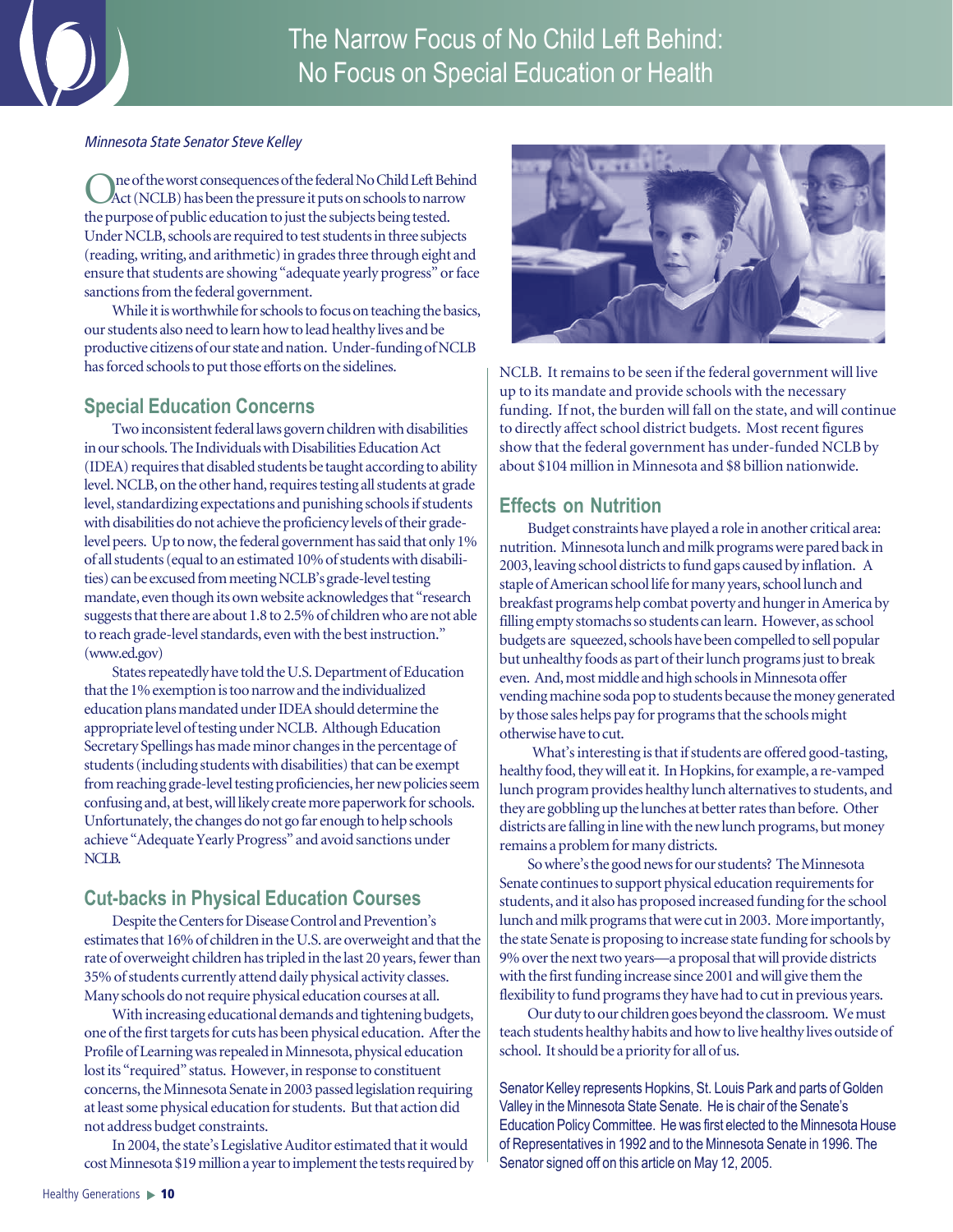# The Narrow Focus of No Child Left Behind: No Focus on Special Education or Health

*Minnesota State Senator Steve Kelley*

One of the worst consequences of the federal No Child Left Behind Act (NCLB) has been the pressure it puts on schools to narrow the purpose of public education to just the subjects being tested. Under NCLB, schools are required to test students in three subjects (reading, writing, and arithmetic) in grades three through eight and ensure that students are showing "adequate yearly progress" or face sanctions from the federal government.

While it is worthwhile for schools to focus on teaching the basics, our students also need to learn how to lead healthy lives and be productive citizens of our state and nation. Under-funding of NCLB has forced schools to put those efforts on the sidelines.

## Special Education Concerns

Two inconsistent federal laws govern children with disabilities in our schools. The Individuals with Disabilities Education Act (IDEA) requires that disabled students be taught according to ability level. NCLB, on the other hand, requires testing all students at grade level, standardizing expectations and punishing schools if students with disabilities do not achieve the proficiency levels of their grade-level peers. Up to now, the federal government has said that only 1% of all students (equal to an estimated 10% of students with disabilities) can be excused from meeting NCLB's grade-level testing mandate, even though its own website acknowledges that "research suggests that there are about 1.8 to 2.5% of children who are not able to reach grade-level standards, even with the best instruction." (www.ed.gov)

States repeatedly have told the U.S. Department of Education that the 1% exemption is too narrow and the individualized education plans mandated under IDEA should determine the appropriate level of testing under NCLB. Although Education Secretary Spellings has made minor changes in the percentage of students (including students with disabilities) that can be exempt from reaching grade-level testing proficiencies, her new policies seem confusing and, at best, will likely create more paperwork for schools. Unfortunately, the changes do not go far enough to help schools achieve "Adequate Yearly Progress" and avoid sanctions under NCLB.

## Cut-backs in Physical Education Courses

Despite the Centers for Disease Control and Prevention's estimates that 16% of children in the U.S. are overweight and that the rate of overweight children has tripled in the last 20 years, fewer than 35% of students currently attend daily physical activity classes. Many schools do not require physical education courses at all.

With increasing educational demands and tightening budgets, one of the first targets for cuts has been physical education. After the Profile of Learning was repealed in Minnesota, physical education lost its "required" status. However, in response to constituent concerns, the Minnesota Senate in 2003 passed legislation requiring at least some physical education for students. But that action did not address budget constraints.

In 2004, the state's Legislative Auditor estimated that it would cost Minnesota $19 million a year to implement the tests required by NCLB. It remains to be seen if the federal government will live up to its mandate and provide schools with the necessary funding. If not, the burden will fall on the state, and will continue to directly affect school district budgets. Most recent figures show that the federal government has under-funded NCLB by about $104 million in Minnesota and $8 billion nationwide.

## Effects on Nutrition

Budget constraints have played a role in another critical area: nutrition. Minnesota lunch and milk programs were pared back in 2003, leaving school districts to fund gaps caused by inflation. A staple of American school life for many years, school lunch and breakfast programs help combat poverty and hunger in America by filling empty stomachs so students can learn. However, as school budgets are squeezed, schools have been compelled to sell popular but unhealthy foods as part of their lunch programs just to break even. And, most middle and high schools in Minnesota offer vending machine soda pop to students because the money generated by those sales helps pay for programs that the schools might otherwise have to cut.

What's interesting is that if students are offered good-tasting, healthy food, they will eat it. In Hopkins, for example, a re-vamped lunch program provides healthy lunch alternatives to students, and they are gobbling up the lunches at better rates than before. Other districts are falling in line with the new lunch programs, but money remains a problem for many districts.

So where's the good news for our students? The Minnesota Senate continues to support physical education requirements for students, and it also has proposed increased funding for the school lunch and milk programs that were cut in 2003. More importantly, the state Senate is proposing to increase state funding for schools by 9% over the next two years—a proposal that will provide districts with the first funding increase since 2001 and will give them the flexibility to fund programs they have had to cut in previous years.

Our duty to our children goes beyond the classroom. We must teach students healthy habits and how to live healthy lives outside of school. It should be a priority for all of us.

Senator Kelley represents Hopkins, St. Louis Park and parts of Golden Valley in the Minnesota State Senate. He is chair of the Senate's Education Policy Committee. He was first elected to the Minnesota House of Representatives in 1992 and to the Minnesota Senate in 1996. The Senator signed off on this article on May 12, 2005.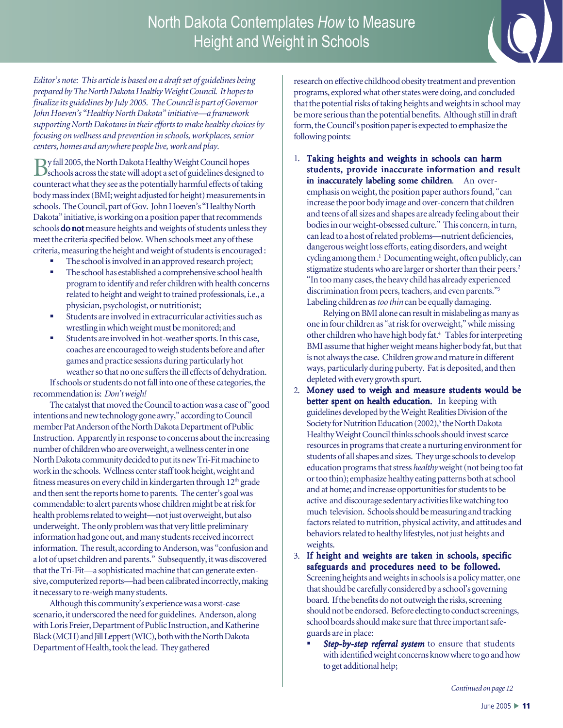# North Dakota Contemplates *How* to Measure Height and Weight in Schools

*Editor's note: This article is based on a draft set of guidelines being prepared by The North Dakota Healthy Weight Council. It hopes to finalize its guidelines by July 2005. The Council is part of Governor John Hoeven's "Healthy North Dakota" initiative—a framework supporting North Dakotans in their efforts to make healthy choices by focusing on wellness and prevention in schools, workplaces, senior centers, homes and anywhere people live, work and play.*

By fall 2005, the North Dakota Healthy Weight Council hopes schools across the state will adopt a set of guidelines designed to counteract what they see as the potentially harmful effects of taking body mass index (BMI; weight adjusted for height) measurements in schools. The Council, part of Gov. John Hoeven's "Healthy North Dakota" initiative, is working on a position paper that recommends schools **do not** measure heights and weights of students unless they meet the criteria specified below. When schools meet any of these criteria, measuring the height and weight of students is encouraged:

- The school is involved in an approved research project;
- The school has established a comprehensive school health program to identify and refer children with health concerns related to height and weight to trained professionals, i.e., a physician, psychologist, or nutritionist;
- Students are involved in extracurricular activities such as wrestling in which weight must be monitored; and
- Students are involved in hot-weather sports. In this case, coaches are encouraged to weigh students before and after games and practice sessions during particularly hot weather so that no one suffers the ill effects of dehydration.

If schools or students do not fall into one of these categories, the recommendation is: *Don't weigh!*

The catalyst that moved the Council to action was a case of "good intentions and new technology gone awry," according to Council member Pat Anderson of the North Dakota Department of Public Instruction. Apparently in response to concerns about the increasing number of children who are overweight, a wellness center in one North Dakota community decided to put its new Tri-Fit machine to work in the schools. Wellness center staff took height, weight and fitness measures on every child in kindergarten through 12th grade and then sent the reports home to parents. The center's goal was commendable: to alert parents whose children might be at risk for health problems related to weight—not just overweight, but also underweight. The only problem was that very little preliminary information had gone out, and many students received incorrect information. The result, according to Anderson, was "confusion and a lot of upset children and parents." Subsequently, it was discovered that the Tri-Fit—a sophisticated machine that can generate extensive, computerized reports—had been calibrated incorrectly, making it necessary to re-weigh many students.

Although this community's experience was a worst-case scenario, it underscored the need for guidelines. Anderson, along with Loris Freier, Department of Public Instruction, and Katherine Black (MCH) and Jill Leppert (WIC), both with the North Dakota Department of Health, took the lead. They gathered research on effective childhood obesity treatment and prevention programs, explored what other states were doing, and concluded that the potential risks of taking heights and weights in school may be more serious than the potential benefits. Although still in draft form, the Council's position paper is expected to emphasize the following points:

1. **Taking heights and weights in schools can harm students, provide inaccurate information and result in inaccurately labeling some children.** An over-emphasis on weight, the position paper authors found, "can increase the poor body image and over-concern that children and teens of all sizes and shapes are already feeling about their bodies in our weight-obsessed culture." This concern, in turn, can lead to a host of related problems—nutrient deficiencies, dangerous weight loss efforts, eating disorders, and weight cycling among them.[1] Documenting weight, often publicly, can stigmatize students who are larger or shorter than their peers.[2] "In too many cases, the heavy child has already experienced discrimination from peers, teachers, and even parents."[3] Labeling children as *too thin* can be equally damaging.

   Relying on BMI alone can result in mislabeling as many as one in four children as "at risk for overweight," while missing other children who have high body fat.[4] Tables for interpreting BMI assume that higher weight means higher body fat, but that is not always the case. Children grow and mature in different ways, particularly during puberty. Fat is deposited, and then depleted with every growth spurt.

2. **Money used to weigh and measure students would be better spent on health education.** In keeping with guidelines developed by the Weight Realities Division of the Society for Nutrition Education (2002),[5] the North Dakota Healthy Weight Council thinks schools should invest scarce resources in programs that create a nurturing environment for students of all shapes and sizes. They urge schools to develop education programs that stress *healthy* weight (not being too fat or too thin); emphasize healthy eating patterns both at school and at home; and increase opportunities for students to be active and discourage sedentary activities like watching too much television. Schools should be measuring and tracking factors related to nutrition, physical activity, and attitudes and behaviors related to healthy lifestyles, not just heights and weights.

3. **If height and weights are taken in schools, specific safeguards and procedures need to be followed.** Screening heights and weights in schools is a policy matter, one that should be carefully considered by a school's governing board. If the benefits do not outweigh the risks, screening should not be endorsed. Before electing to conduct screenings, school boards should make sure that three important safeguards are in place:
   - ***Step-by-step referral system*** to ensure that students with identified weight concerns know where to go and how to get additional help;

*Continued on page 12*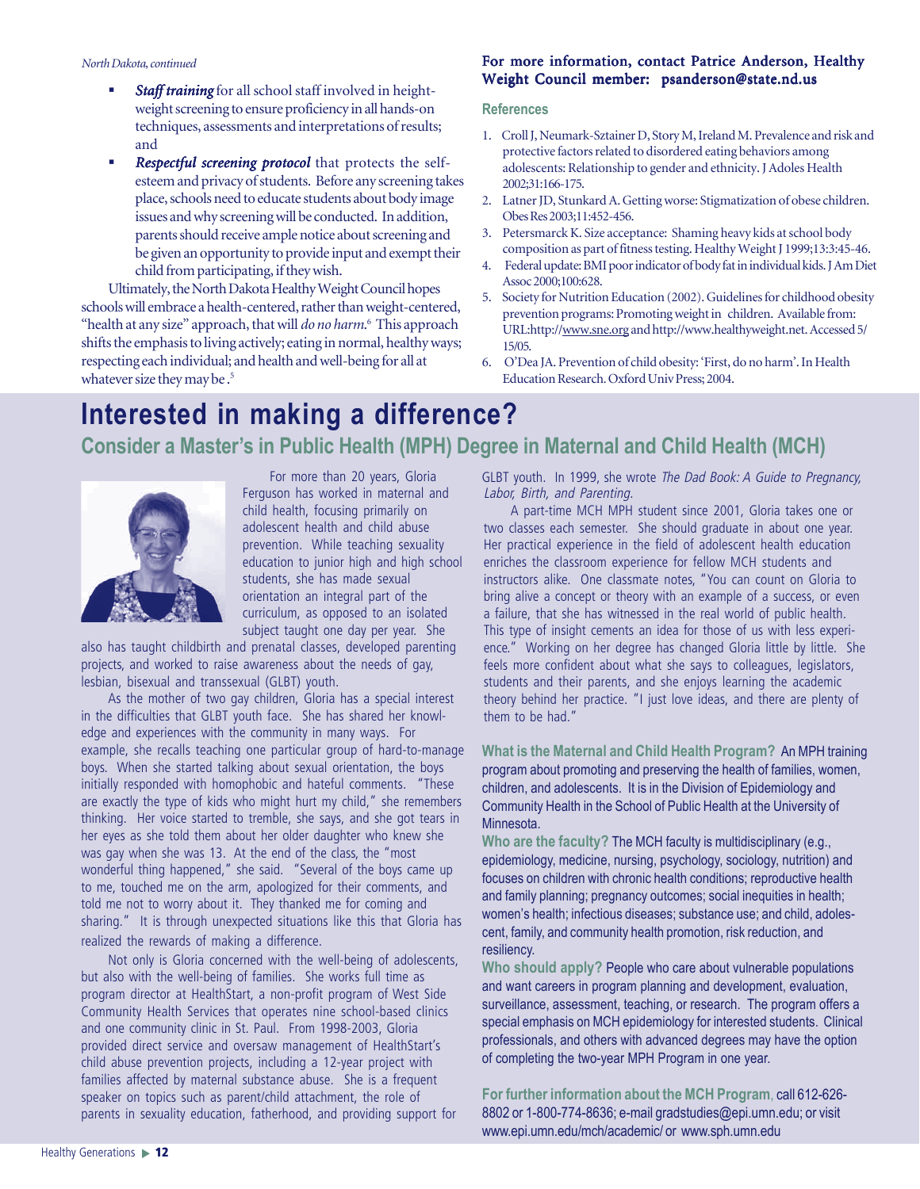*North Dakota, continued*

- ***Staff training*** for all school staff involved in height-weight screening to ensure proficiency in all hands-on techniques, assessments and interpretations of results; and
- ***Respectful screening protocol*** that protects the self-esteem and privacy of students. Before any screening takes place, schools need to educate students about body image issues and why screening will be conducted. In addition, parents should receive ample notice about screening and be given an opportunity to provide input and exempt their child from participating, if they wish.

Ultimately, the North Dakota Healthy Weight Council hopes schools will embrace a health-centered, rather than weight-centered, "health at any size" approach, that will *do no harm*.[6] This approach shifts the emphasis to living actively; eating in normal, healthy ways; respecting each individual; and health and well-being for all at whatever size they may be.[5]

**For more information, contact Patrice Anderson, Healthy Weight Council member: psanderson@state.nd.us**

### References

1. Croll J, Neumark-Sztainer D, Story M, Ireland M. Prevalence and risk and protective factors related to disordered eating behaviors among adolescents: Relationship to gender and ethnicity. J Adoles Health 2002;31:166-175.
2. Latner JD, Stunkard A. Getting worse: Stigmatization of obese children. Obes Res 2003;11:452-456.
3. Petersmarck K. Size acceptance: Shaming heavy kids at school body composition as part of fitness testing. Healthy Weight J 1999;13:3:45-46.
4. Federal update: BMI poor indicator of body fat in individual kids. J Am Diet Assoc 2000;100:628.
5. Society for Nutrition Education (2002). Guidelines for childhood obesity prevention programs: Promoting weight in children. Available from: URL:http://www.sne.org and http://www.healthyweight.net. Accessed 5/15/05.
6. O'Dea JA. Prevention of child obesity: 'First, do no harm'. In Health Education Research. Oxford Univ Press; 2004.

# Interested in making a difference?

## Consider a Master's in Public Health (MPH) Degree in Maternal and Child Health (MCH)

For more than 20 years, Gloria Ferguson has worked in maternal and child health, focusing primarily on adolescent health and child abuse prevention. While teaching sexuality education to junior high and high school students, she has made sexual orientation an integral part of the curriculum, as opposed to an isolated subject taught one day per year. She also has taught childbirth and prenatal classes, developed parenting projects, and worked to raise awareness about the needs of gay, lesbian, bisexual and transsexual (GLBT) youth.

As the mother of two gay children, Gloria has a special interest in the difficulties that GLBT youth face. She has shared her knowledge and experiences with the community in many ways. For example, she recalls teaching one particular group of hard-to-manage boys. When she started talking about sexual orientation, the boys initially responded with homophobic and hateful comments. "These are exactly the type of kids who might hurt my child," she remembers thinking. Her voice started to tremble, she says, and she got tears in her eyes as she told them about her older daughter who knew she was gay when she was 13. At the end of the class, the "most wonderful thing happened," she said. "Several of the boys came up to me, touched me on the arm, apologized for their comments, and told me not to worry about it. They thanked me for coming and sharing." It is through unexpected situations like this that Gloria has realized the rewards of making a difference.

Not only is Gloria concerned with the well-being of adolescents, but also with the well-being of families. She works full time as program director at HealthStart, a non-profit program of West Side Community Health Services that operates nine school-based clinics and one community clinic in St. Paul. From 1998-2003, Gloria provided direct service and oversaw management of HealthStart's child abuse prevention projects, including a 12-year project with families affected by maternal substance abuse. She is a frequent speaker on topics such as parent/child attachment, the role of parents in sexuality education, fatherhood, and providing support for GLBT youth. In 1999, she wrote *The Dad Book: A Guide to Pregnancy, Labor, Birth, and Parenting.*

A part-time MCH MPH student since 2001, Gloria takes one or two classes each semester. She should graduate in about one year. Her practical experience in the field of adolescent health education enriches the classroom experience for fellow MCH students and instructors alike. One classmate notes, "You can count on Gloria to bring alive a concept or theory with an example of a success, or even a failure, that she has witnessed in the real world of public health. This type of insight cements an idea for those of us with less experience." Working on her degree has changed Gloria little by little. She feels more confident about what she says to colleagues, legislators, students and their parents, and she enjoys learning the academic theory behind her practice. "I just love ideas, and there are plenty of them to be had."

**What is the Maternal and Child Health Program?** An MPH training program about promoting and preserving the health of families, women, children, and adolescents. It is in the Division of Epidemiology and Community Health in the School of Public Health at the University of Minnesota.

**Who are the faculty?** The MCH faculty is multidisciplinary (e.g., epidemiology, medicine, nursing, psychology, sociology, nutrition) and focuses on children with chronic health conditions; reproductive health and family planning; pregnancy outcomes; social inequities in health; women's health; infectious diseases; substance use; and child, adolescent, family, and community health promotion, risk reduction, and resiliency.

**Who should apply?** People who care about vulnerable populations and want careers in program planning and development, evaluation, surveillance, assessment, teaching, or research. The program offers a special emphasis on MCH epidemiology for interested students. Clinical professionals, and others with advanced degrees may have the option of completing the two-year MPH Program in one year.

**For further information about the MCH Program**, call 612-626-8802 or 1-800-774-8636; e-mail gradstudies@epi.umn.edu; or visit www.epi.umn.edu/mch/academic/ or www.sph.umn.edu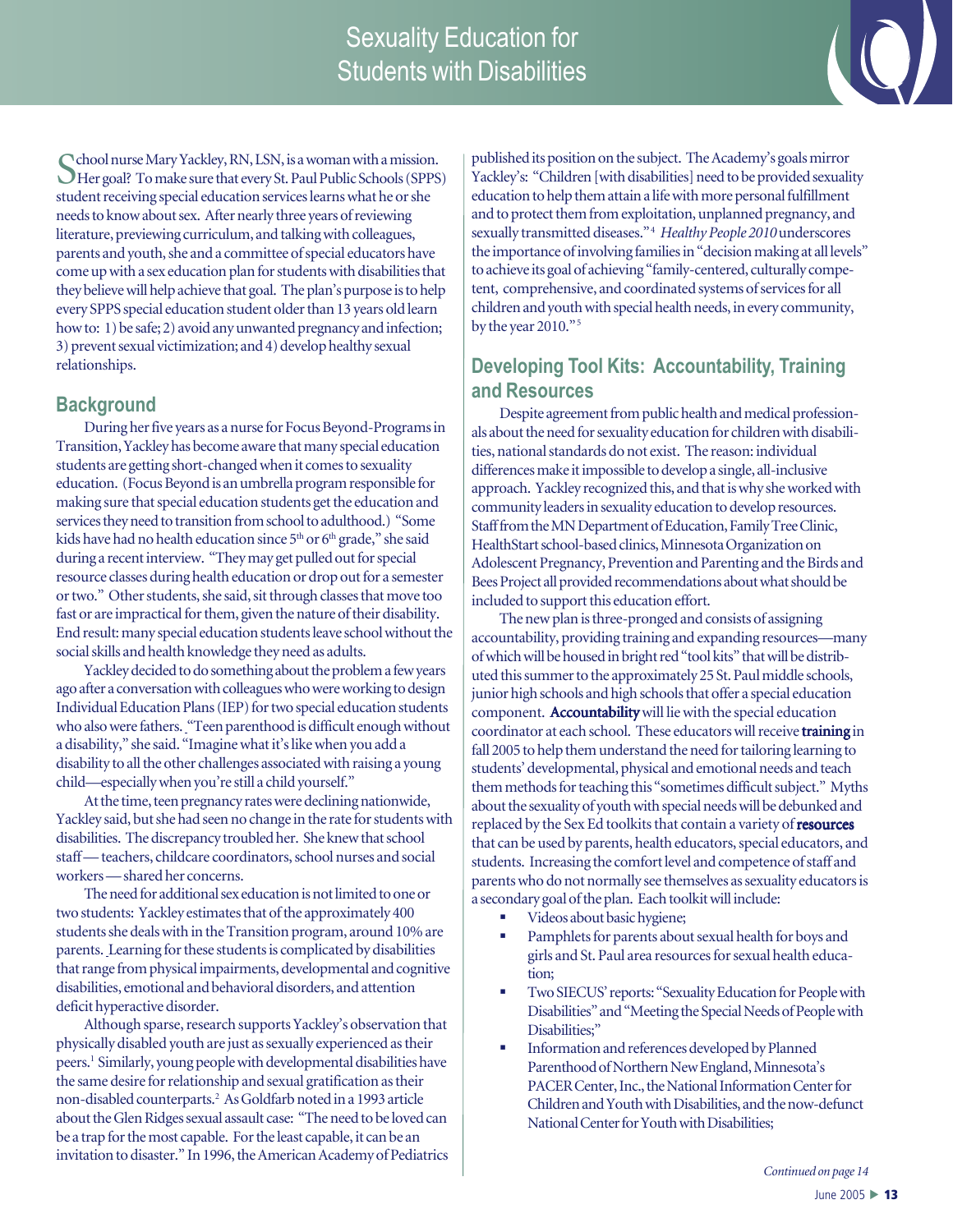# Sexuality Education for Students with Disabilities

School nurse Mary Yackley, RN, LSN, is a woman with a mission. Her goal? To make sure that every St. Paul Public Schools (SPPS) student receiving special education services learns what he or she needs to know about sex. After nearly three years of reviewing literature, previewing curriculum, and talking with colleagues, parents and youth, she and a committee of special educators have come up with a sex education plan for students with disabilities that they believe will help achieve that goal. The plan's purpose is to help every SPPS special education student older than 13 years old learn how to: 1) be safe; 2) avoid any unwanted pregnancy and infection; 3) prevent sexual victimization; and 4) develop healthy sexual relationships.

## Background

During her five years as a nurse for Focus Beyond-Programs in Transition, Yackley has become aware that many special education students are getting short-changed when it comes to sexuality education. (Focus Beyond is an umbrella program responsible for making sure that special education students get the education and services they need to transition from school to adulthood.) "Some kids have had no health education since 5th or 6th grade," she said during a recent interview. "They may get pulled out for special resource classes during health education or drop out for a semester or two." Other students, she said, sit through classes that move too fast or are impractical for them, given the nature of their disability. End result: many special education students leave school without the social skills and health knowledge they need as adults.

Yackley decided to do something about the problem a few years ago after a conversation with colleagues who were working to design Individual Education Plans (IEP) for two special education students who also were fathers. "Teen parenthood is difficult enough without a disability," she said. "Imagine what it's like when you add a disability to all the other challenges associated with raising a young child—especially when you're still a child yourself."

At the time, teen pregnancy rates were declining nationwide, Yackley said, but she had seen no change in the rate for students with disabilities. The discrepancy troubled her. She knew that school staff — teachers, childcare coordinators, school nurses and social workers — shared her concerns.

The need for additional sex education is not limited to one or two students: Yackley estimates that of the approximately 400 students she deals with in the Transition program, around 10% are parents. Learning for these students is complicated by disabilities that range from physical impairments, developmental and cognitive disabilities, emotional and behavioral disorders, and attention deficit hyperactive disorder.

Although sparse, research supports Yackley's observation that physically disabled youth are just as sexually experienced as their peers.[1] Similarly, young people with developmental disabilities have the same desire for relationship and sexual gratification as their non-disabled counterparts.[2] As Goldfarb noted in a 1993 article about the Glen Ridges sexual assault case: "The need to be loved can be a trap for the most capable. For the least capable, it can be an invitation to disaster." In 1996, the American Academy of Pediatrics published its position on the subject. The Academy's goals mirror Yackley's: "Children [with disabilities] need to be provided sexuality education to help them attain a life with more personal fulfillment and to protect them from exploitation, unplanned pregnancy, and sexually transmitted diseases."[4] *Healthy People 2010* underscores the importance of involving families in "decision making at all levels" to achieve its goal of achieving "family-centered, culturally competent, comprehensive, and coordinated systems of services for all children and youth with special health needs, in every community, by the year 2010."[5]

## Developing Tool Kits: Accountability, Training and Resources

Despite agreement from public health and medical professionals about the need for sexuality education for children with disabilities, national standards do not exist. The reason: individual differences make it impossible to develop a single, all-inclusive approach. Yackley recognized this, and that is why she worked with community leaders in sexuality education to develop resources. Staff from the MN Department of Education, Family Tree Clinic, HealthStart school-based clinics, Minnesota Organization on Adolescent Pregnancy, Prevention and Parenting and the Birds and Bees Project all provided recommendations about what should be included to support this education effort.

The new plan is three-pronged and consists of assigning accountability, providing training and expanding resources—many of which will be housed in bright red "tool kits" that will be distributed this summer to the approximately 25 St. Paul middle schools, junior high schools and high schools that offer a special education component. **Accountability** will lie with the special education coordinator at each school. These educators will receive **training** in fall 2005 to help them understand the need for tailoring learning to students' developmental, physical and emotional needs and teach them methods for teaching this "sometimes difficult subject." Myths about the sexuality of youth with special needs will be debunked and replaced by the Sex Ed toolkits that contain a variety of **resources** that can be used by parents, health educators, special educators, and students. Increasing the comfort level and competence of staff and parents who do not normally see themselves as sexuality educators is a secondary goal of the plan. Each toolkit will include:

- Videos about basic hygiene;
- Pamphlets for parents about sexual health for boys and girls and St. Paul area resources for sexual health education;
- Two SIECUS' reports: "Sexuality Education for People with Disabilities" and "Meeting the Special Needs of People with Disabilities;"
- Information and references developed by Planned Parenthood of Northern New England, Minnesota's PACER Center, Inc., the National Information Center for Children and Youth with Disabilities, and the now-defunct National Center for Youth with Disabilities;

*Continued on page 14*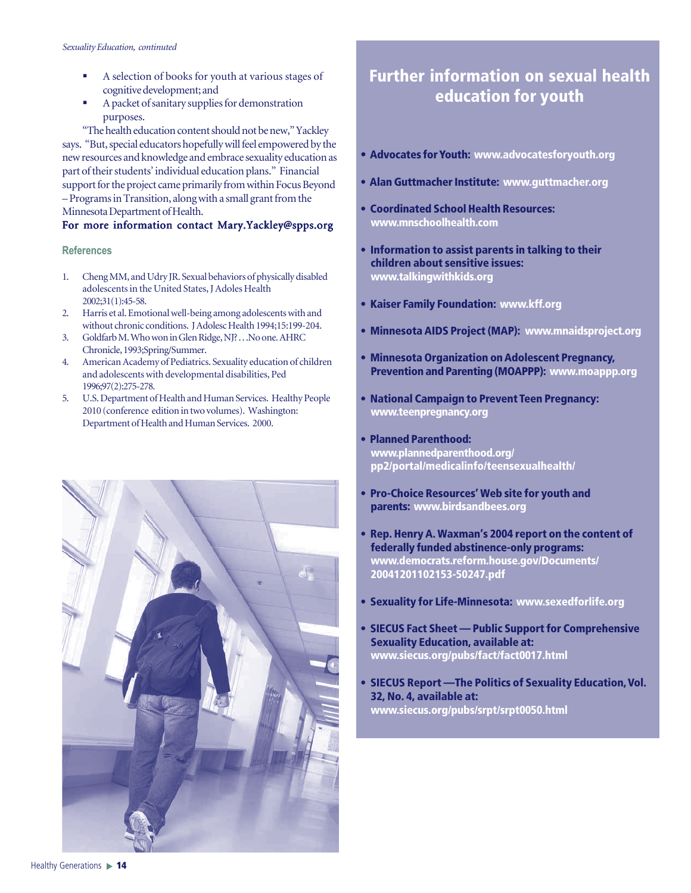*Sexuality Education, continued*

- A selection of books for youth at various stages of cognitive development; and
- A packet of sanitary supplies for demonstration purposes.

"The health education content should not be new," Yackley says. "But, special educators hopefully will feel empowered by the new resources and knowledge and embrace sexuality education as part of their students' individual education plans." Financial support for the project came primarily from within Focus Beyond – Programs in Transition, along with a small grant from the Minnesota Department of Health.

**For more information contact Mary.Yackley@spps.org**

### References

1. Cheng MM, and Udry JR. Sexual behaviors of physically disabled adolescents in the United States, J Adoles Health 2002;31(1):45-58.
2. Harris et al. Emotional well-being among adolescents with and without chronic conditions. J Adolesc Health 1994;15:199-204.
3. Goldfarb M. Who won in Glen Ridge, NJ? . . .No one. AHRC Chronicle, 1993;Spring/Summer.
4. American Academy of Pediatrics. Sexuality education of children and adolescents with developmental disabilities, Ped 1996;97(2):275-278.
5. U.S. Department of Health and Human Services. Healthy People 2010 (conference edition in two volumes). Washington: Department of Health and Human Services. 2000.

## Further information on sexual health education for youth

- **Advocates for Youth:** www.advocatesforyouth.org
- **Alan Guttmacher Institute:** www.guttmacher.org
- **Coordinated School Health Resources:** www.mnschoolhealth.com
- **Information to assist parents in talking to their children about sensitive issues:** www.talkingwithkids.org
- **Kaiser Family Foundation:** www.kff.org
- **Minnesota AIDS Project (MAP):** www.mnaidsproject.org
- **Minnesota Organization on Adolescent Pregnancy, Prevention and Parenting (MOAPPP):** www.moappp.org
- **National Campaign to Prevent Teen Pregnancy:** www.teenpregnancy.org
- **Planned Parenthood:** www.plannedparenthood.org/pp2/portal/medicalinfo/teensexualhealth/
- **Pro-Choice Resources' Web site for youth and parents:** www.birdsandbees.org
- **Rep. Henry A. Waxman's 2004 report on the content of federally funded abstinence-only programs:** www.democrats.reform.house.gov/Documents/20041201102153-50247.pdf
- **Sexuality for Life-Minnesota:** www.sexedforlife.org
- **SIECUS Fact Sheet — Public Support for Comprehensive Sexuality Education, available at:** www.siecus.org/pubs/fact/fact0017.html
- **SIECUS Report —The Politics of Sexuality Education, Vol. 32, No. 4, available at:** www.siecus.org/pubs/srpt/srpt0050.html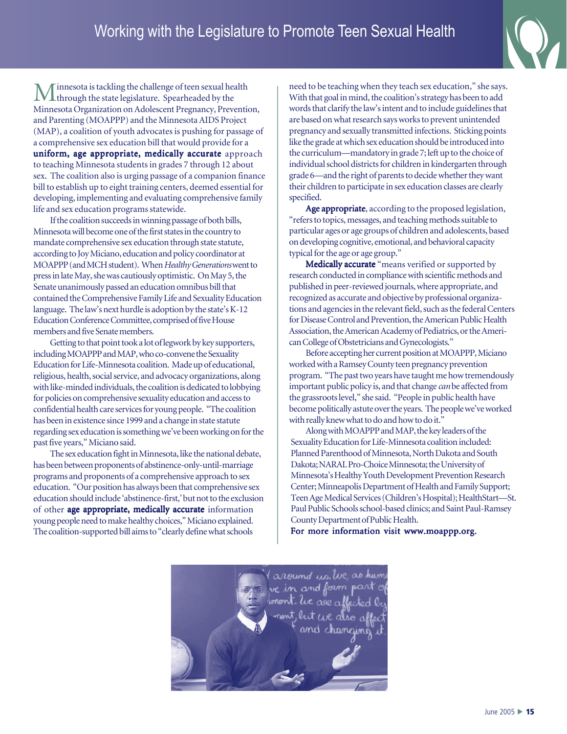# Working with the Legislature to Promote Teen Sexual Health

Minnesota is tackling the challenge of teen sexual health through the state legislature. Spearheaded by the Minnesota Organization on Adolescent Pregnancy, Prevention, and Parenting (MOAPPP) and the Minnesota AIDS Project (MAP), a coalition of youth advocates is pushing for passage of a comprehensive sex education bill that would provide for a **uniform, age appropriate, medically accurate** approach to teaching Minnesota students in grades 7 through 12 about sex. The coalition also is urging passage of a companion finance bill to establish up to eight training centers, deemed essential for developing, implementing and evaluating comprehensive family life and sex education programs statewide.

If the coalition succeeds in winning passage of both bills, Minnesota will become one of the first states in the country to mandate comprehensive sex education through state statute, according to Joy Miciano, education and policy coordinator at MOAPPP (and MCH student). When *Healthy Generations* went to press in late May, she was cautiously optimistic. On May 5, the Senate unanimously passed an education omnibus bill that contained the Comprehensive Family Life and Sexuality Education language. The law's next hurdle is adoption by the state's K-12 Education Conference Committee, comprised of five House members and five Senate members.

Getting to that point took a lot of legwork by key supporters, including MOAPPP and MAP, who co-convene the Sexuality Education for Life-Minnesota coalition. Made up of educational, religious, health, social service, and advocacy organizations, along with like-minded individuals, the coalition is dedicated to lobbying for policies on comprehensive sexuality education and access to confidential health care services for young people. "The coalition has been in existence since 1999 and a change in state statute regarding sex education is something we've been working on for the past five years," Miciano said.

The sex education fight in Minnesota, like the national debate, has been between proponents of abstinence-only-until-marriage programs and proponents of a comprehensive approach to sex education. "Our position has always been that comprehensive sex education should include 'abstinence-first,' but not to the exclusion of other **age appropriate, medically accurate** information young people need to make healthy choices," Miciano explained. The coalition-supported bill aims to "clearly define what schools need to be teaching when they teach sex education," she says. With that goal in mind, the coalition's strategy has been to add words that clarify the law's intent and to include guidelines that are based on what research says works to prevent unintended pregnancy and sexually transmitted infections. Sticking points like the grade at which sex education should be introduced into the curriculum—mandatory in grade 7; left up to the choice of individual school districts for children in kindergarten through grade 6—and the right of parents to decide whether they want their children to participate in sex education classes are clearly specified.

**Age appropriate**, according to the proposed legislation, "refers to topics, messages, and teaching methods suitable to particular ages or age groups of children and adolescents, based on developing cognitive, emotional, and behavioral capacity typical for the age or age group."

**Medically accurate** "means verified or supported by research conducted in compliance with scientific methods and published in peer-reviewed journals, where appropriate, and recognized as accurate and objective by professional organizations and agencies in the relevant field, such as the federal Centers for Disease Control and Prevention, the American Public Health Association, the American Academy of Pediatrics, or the American College of Obstetricians and Gynecologists."

Before accepting her current position at MOAPPP, Miciano worked with a Ramsey County teen pregnancy prevention program. "The past two years have taught me how tremendously important public policy is, and that change *can* be affected from the grassroots level," she said. "People in public health have become politically astute over the years. The people we've worked with really knew what to do and how to do it."

Along with MOAPPP and MAP, the key leaders of the Sexuality Education for Life-Minnesota coalition included: Planned Parenthood of Minnesota, North Dakota and South Dakota; NARAL Pro-Choice Minnesota; the University of Minnesota's Healthy Youth Development Prevention Research Center; Minneapolis Department of Health and Family Support; Teen Age Medical Services (Children's Hospital); HealthStart—St. Paul Public Schools school-based clinics; and Saint Paul-Ramsey County Department of Public Health.

**For more information visit www.moappp.org.**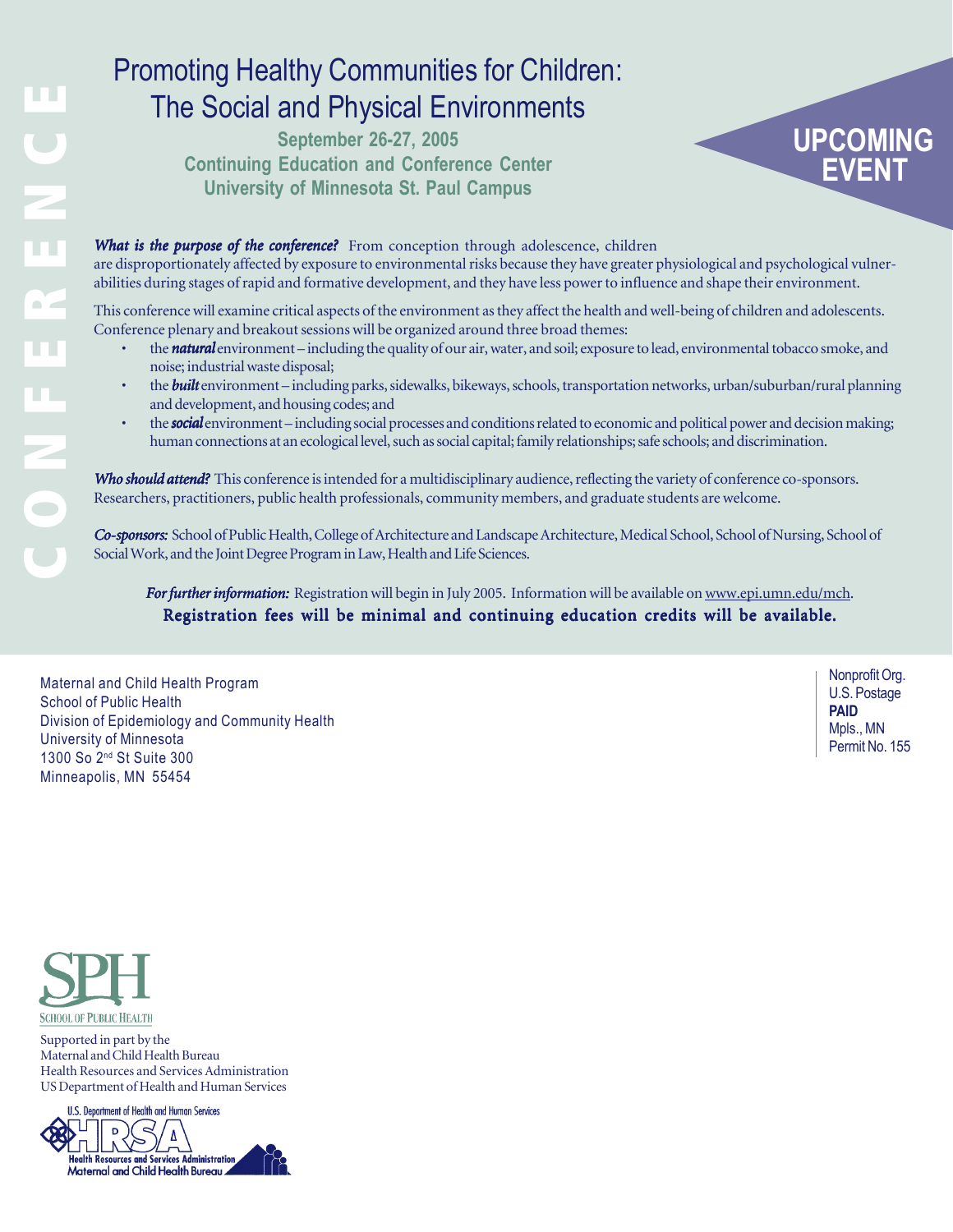CONFERENCE

# Promoting Healthy Communities for Children: The Social and Physical Environments

**September 26-27, 2005**
**Continuing Education and Conference Center**
**University of Minnesota St. Paul Campus**

**UPCOMING EVENT**

***What is the purpose of the conference?*** From conception through adolescence, children are disproportionately affected by exposure to environmental risks because they have greater physiological and psychological vulnerabilities during stages of rapid and formative development, and they have less power to influence and shape their environment.

This conference will examine critical aspects of the environment as they affect the health and well-being of children and adolescents. Conference plenary and breakout sessions will be organized around three broad themes:

- the ***natural*** environment – including the quality of our air, water, and soil; exposure to lead, environmental tobacco smoke, and noise; industrial waste disposal;
- the ***built*** environment – including parks, sidewalks, bikeways, schools, transportation networks, urban/suburban/rural planning and development, and housing codes; and
- the ***social*** environment – including social processes and conditions related to economic and political power and decision making; human connections at an ecological level, such as social capital; family relationships; safe schools; and discrimination.

***Who should attend?*** This conference is intended for a multidisciplinary audience, reflecting the variety of conference co-sponsors. Researchers, practitioners, public health professionals, community members, and graduate students are welcome.

***Co-sponsors:*** School of Public Health, College of Architecture and Landscape Architecture, Medical School, School of Nursing, School of Social Work, and the Joint Degree Program in Law, Health and Life Sciences.

***For further information:*** Registration will begin in July 2005. Information will be available on www.epi.umn.edu/mch.
**Registration fees will be minimal and continuing education credits will be available.**

Maternal and Child Health Program
School of Public Health
Division of Epidemiology and Community Health
University of Minnesota
1300 So 2nd St Suite 300
Minneapolis, MN 55454

Nonprofit Org.
U.S. Postage
**PAID**
Mpls., MN
Permit No. 155

SPH
SCHOOL OF PUBLIC HEALTH

Supported in part by the
Maternal and Child Health Bureau
Health Resources and Services Administration
US Department of Health and Human Services

U.S. Department of Health and Human Services
HRSA
Health Resources and Services Administration
Maternal and Child Health Bureau